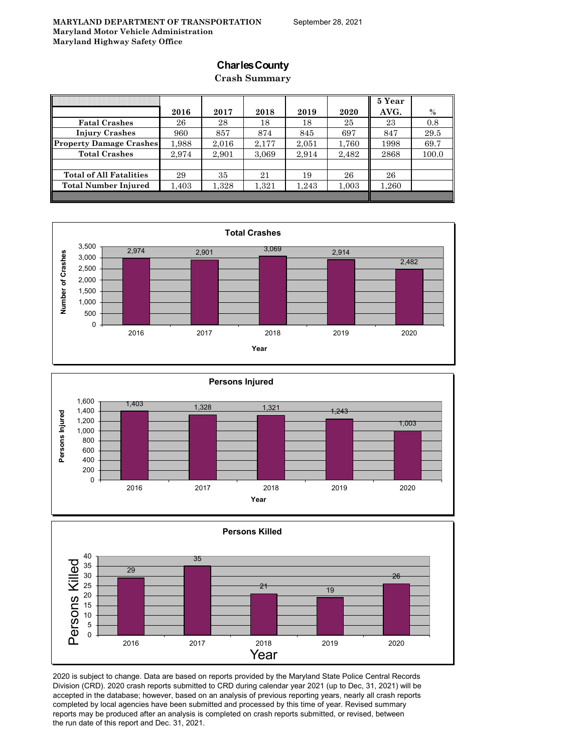**MARYLAND DEPARTMENT OF TRANSPORTATION**
**Maryland Motor Vehicle Administration**
**Maryland Highway Safety Office**

September 28, 2021

# Charles County

## Crash Summary

| | 2016 | 2017 | 2018 | 2019 | 2020 | 5 Year AVG. | % |
|---|---|---|---|---|---|---|---|
| **Fatal Crashes** | 26 | 28 | 18 | 18 | 25 | 23 | 0.8 |
| **Injury Crashes** | 960 | 857 | 874 | 845 | 697 | 847 | 29.5 |
| **Property Damage Crashes** | 1,988 | 2,016 | 2,177 | 2,051 | 1,760 | 1998 | 69.7 |
| **Total Crashes** | 2,974 | 2,901 | 3,069 | 2,914 | 2,482 | 2868 | 100.0 |
| | | | | | | | |
| **Total of All Fatalities** | 29 | 35 | 21 | 19 | 26 | 26 | |
| **Total Number Injured** | 1,403 | 1,328 | 1,321 | 1,243 | 1,003 | 1,260 | |

**Total Crashes**

| Year | Number of Crashes |
|---|---|
| 2016 | 2,974 |
| 2017 | 2,901 |
| 2018 | 3,069 |
| 2019 | 2,914 |
| 2020 | 2,482 |

**Persons Injured**

| Year | Persons Injured |
|---|---|
| 2016 | 1,403 |
| 2017 | 1,328 |
| 2018 | 1,321 |
| 2019 | 1,243 |
| 2020 | 1,003 |

**Persons Killed**

| Year | Persons Killed |
|---|---|
| 2016 | 29 |
| 2017 | 35 |
| 2018 | 21 |
| 2019 | 19 |
| 2020 | 26 |

2020 is subject to change. Data are based on reports provided by the Maryland State Police Central Records Division (CRD). 2020 crash reports submitted to CRD during calendar year 2021 (up to Dec, 31, 2021) will be accepted in the database; however, based on an analysis of previous reporting years, nearly all crash reports completed by local agencies have been submitted and processed by this time of year. Revised summary reports may be produced after an analysis is completed on crash reports submitted, or revised, between the run date of this report and Dec. 31, 2021.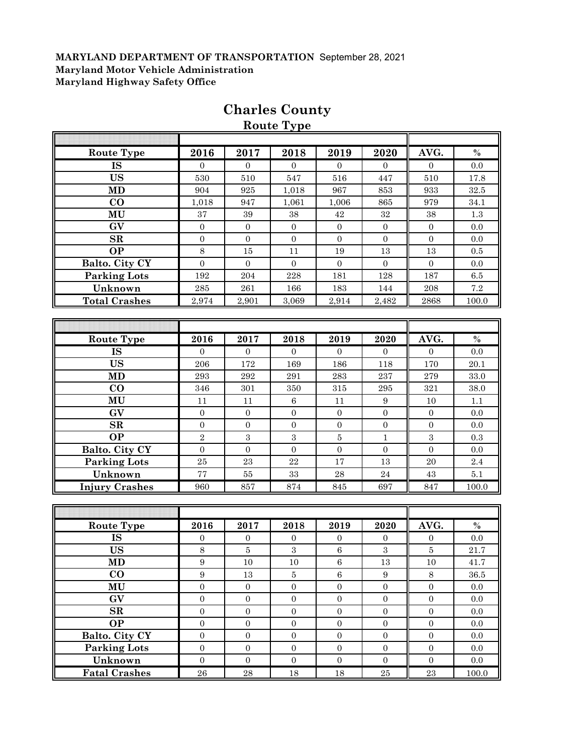**MARYLAND DEPARTMENT OF TRANSPORTATION** September 28, 2021
**Maryland Motor Vehicle Administration**
**Maryland Highway Safety Office**

# Charles County

## Route Type

| Route Type | 2016 | 2017 | 2018 | 2019 | 2020 | AVG. | % |
|---|---|---|---|---|---|---|---|
| IS | 0 | 0 | 0 | 0 | 0 | 0 | 0.0 |
| US | 530 | 510 | 547 | 516 | 447 | 510 | 17.8 |
| MD | 904 | 925 | 1,018 | 967 | 853 | 933 | 32.5 |
| CO | 1,018 | 947 | 1,061 | 1,006 | 865 | 979 | 34.1 |
| MU | 37 | 39 | 38 | 42 | 32 | 38 | 1.3 |
| GV | 0 | 0 | 0 | 0 | 0 | 0 | 0.0 |
| SR | 0 | 0 | 0 | 0 | 0 | 0 | 0.0 |
| OP | 8 | 15 | 11 | 19 | 13 | 13 | 0.5 |
| Balto. City CY | 0 | 0 | 0 | 0 | 0 | 0 | 0.0 |
| Parking Lots | 192 | 204 | 228 | 181 | 128 | 187 | 6.5 |
| Unknown | 285 | 261 | 166 | 183 | 144 | 208 | 7.2 |
| Total Crashes | 2,974 | 2,901 | 3,069 | 2,914 | 2,482 | 2868 | 100.0 |

| Route Type | 2016 | 2017 | 2018 | 2019 | 2020 | AVG. | % |
|---|---|---|---|---|---|---|---|
| IS | 0 | 0 | 0 | 0 | 0 | 0 | 0.0 |
| US | 206 | 172 | 169 | 186 | 118 | 170 | 20.1 |
| MD | 293 | 292 | 291 | 283 | 237 | 279 | 33.0 |
| CO | 346 | 301 | 350 | 315 | 295 | 321 | 38.0 |
| MU | 11 | 11 | 6 | 11 | 9 | 10 | 1.1 |
| GV | 0 | 0 | 0 | 0 | 0 | 0 | 0.0 |
| SR | 0 | 0 | 0 | 0 | 0 | 0 | 0.0 |
| OP | 2 | 3 | 3 | 5 | 1 | 3 | 0.3 |
| Balto. City CY | 0 | 0 | 0 | 0 | 0 | 0 | 0.0 |
| Parking Lots | 25 | 23 | 22 | 17 | 13 | 20 | 2.4 |
| Unknown | 77 | 55 | 33 | 28 | 24 | 43 | 5.1 |
| Injury Crashes | 960 | 857 | 874 | 845 | 697 | 847 | 100.0 |

| Route Type | 2016 | 2017 | 2018 | 2019 | 2020 | AVG. | % |
|---|---|---|---|---|---|---|---|
| IS | 0 | 0 | 0 | 0 | 0 | 0 | 0.0 |
| US | 8 | 5 | 3 | 6 | 3 | 5 | 21.7 |
| MD | 9 | 10 | 10 | 6 | 13 | 10 | 41.7 |
| CO | 9 | 13 | 5 | 6 | 9 | 8 | 36.5 |
| MU | 0 | 0 | 0 | 0 | 0 | 0 | 0.0 |
| GV | 0 | 0 | 0 | 0 | 0 | 0 | 0.0 |
| SR | 0 | 0 | 0 | 0 | 0 | 0 | 0.0 |
| OP | 0 | 0 | 0 | 0 | 0 | 0 | 0.0 |
| Balto. City CY | 0 | 0 | 0 | 0 | 0 | 0 | 0.0 |
| Parking Lots | 0 | 0 | 0 | 0 | 0 | 0 | 0.0 |
| Unknown | 0 | 0 | 0 | 0 | 0 | 0 | 0.0 |
| Fatal Crashes | 26 | 28 | 18 | 18 | 25 | 23 | 100.0 |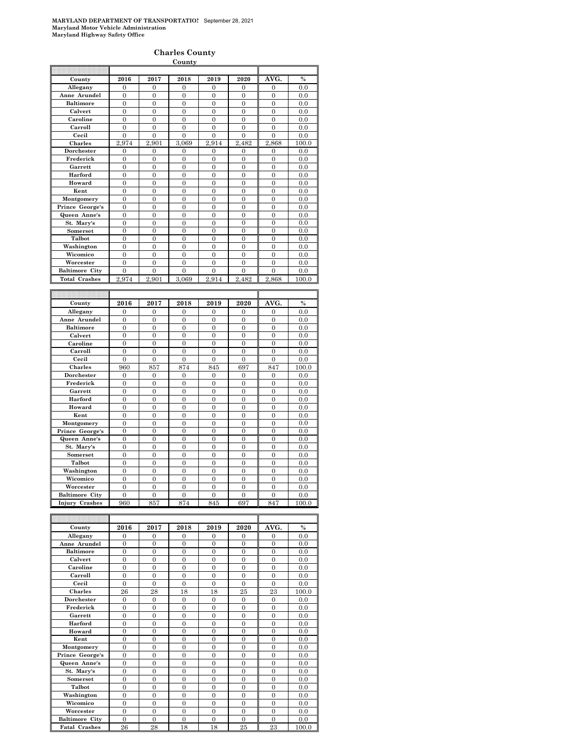**MARYLAND DEPARTMENT OF TRANSPORTATIO!** September 28, 2021
**Maryland Motor Vehicle Administration**
**Maryland Highway Safety Office**

## Charles County

**County**

| County | 2016 | 2017 | 2018 | 2019 | 2020 | AVG. | % |
|---|---|---|---|---|---|---|---|
| Allegany | 0 | 0 | 0 | 0 | 0 | 0 | 0.0 |
| Anne Arundel | 0 | 0 | 0 | 0 | 0 | 0 | 0.0 |
| Baltimore | 0 | 0 | 0 | 0 | 0 | 0 | 0.0 |
| Calvert | 0 | 0 | 0 | 0 | 0 | 0 | 0.0 |
| Caroline | 0 | 0 | 0 | 0 | 0 | 0 | 0.0 |
| Carroll | 0 | 0 | 0 | 0 | 0 | 0 | 0.0 |
| Cecil | 0 | 0 | 0 | 0 | 0 | 0 | 0.0 |
| Charles | 2,974 | 2,901 | 3,069 | 2,914 | 2,482 | 2,868 | 100.0 |
| Dorchester | 0 | 0 | 0 | 0 | 0 | 0 | 0.0 |
| Frederick | 0 | 0 | 0 | 0 | 0 | 0 | 0.0 |
| Garrett | 0 | 0 | 0 | 0 | 0 | 0 | 0.0 |
| Harford | 0 | 0 | 0 | 0 | 0 | 0 | 0.0 |
| Howard | 0 | 0 | 0 | 0 | 0 | 0 | 0.0 |
| Kent | 0 | 0 | 0 | 0 | 0 | 0 | 0.0 |
| Montgomery | 0 | 0 | 0 | 0 | 0 | 0 | 0.0 |
| Prince George's | 0 | 0 | 0 | 0 | 0 | 0 | 0.0 |
| Queen Anne's | 0 | 0 | 0 | 0 | 0 | 0 | 0.0 |
| St. Mary's | 0 | 0 | 0 | 0 | 0 | 0 | 0.0 |
| Somerset | 0 | 0 | 0 | 0 | 0 | 0 | 0.0 |
| Talbot | 0 | 0 | 0 | 0 | 0 | 0 | 0.0 |
| Washington | 0 | 0 | 0 | 0 | 0 | 0 | 0.0 |
| Wicomico | 0 | 0 | 0 | 0 | 0 | 0 | 0.0 |
| Worcester | 0 | 0 | 0 | 0 | 0 | 0 | 0.0 |
| Baltimore City | 0 | 0 | 0 | 0 | 0 | 0 | 0.0 |
| Total Crashes | 2,974 | 2,901 | 3,069 | 2,914 | 2,482 | 2,868 | 100.0 |

| County | 2016 | 2017 | 2018 | 2019 | 2020 | AVG. | % |
|---|---|---|---|---|---|---|---|
| Allegany | 0 | 0 | 0 | 0 | 0 | 0 | 0.0 |
| Anne Arundel | 0 | 0 | 0 | 0 | 0 | 0 | 0.0 |
| Baltimore | 0 | 0 | 0 | 0 | 0 | 0 | 0.0 |
| Calvert | 0 | 0 | 0 | 0 | 0 | 0 | 0.0 |
| Caroline | 0 | 0 | 0 | 0 | 0 | 0 | 0.0 |
| Carroll | 0 | 0 | 0 | 0 | 0 | 0 | 0.0 |
| Cecil | 0 | 0 | 0 | 0 | 0 | 0 | 0.0 |
| Charles | 960 | 857 | 874 | 845 | 697 | 847 | 100.0 |
| Dorchester | 0 | 0 | 0 | 0 | 0 | 0 | 0.0 |
| Frederick | 0 | 0 | 0 | 0 | 0 | 0 | 0.0 |
| Garrett | 0 | 0 | 0 | 0 | 0 | 0 | 0.0 |
| Harford | 0 | 0 | 0 | 0 | 0 | 0 | 0.0 |
| Howard | 0 | 0 | 0 | 0 | 0 | 0 | 0.0 |
| Kent | 0 | 0 | 0 | 0 | 0 | 0 | 0.0 |
| Montgomery | 0 | 0 | 0 | 0 | 0 | 0 | 0.0 |
| Prince George's | 0 | 0 | 0 | 0 | 0 | 0 | 0.0 |
| Queen Anne's | 0 | 0 | 0 | 0 | 0 | 0 | 0.0 |
| St. Mary's | 0 | 0 | 0 | 0 | 0 | 0 | 0.0 |
| Somerset | 0 | 0 | 0 | 0 | 0 | 0 | 0.0 |
| Talbot | 0 | 0 | 0 | 0 | 0 | 0 | 0.0 |
| Washington | 0 | 0 | 0 | 0 | 0 | 0 | 0.0 |
| Wicomico | 0 | 0 | 0 | 0 | 0 | 0 | 0.0 |
| Worcester | 0 | 0 | 0 | 0 | 0 | 0 | 0.0 |
| Baltimore City | 0 | 0 | 0 | 0 | 0 | 0 | 0.0 |
| Injury Crashes | 960 | 857 | 874 | 845 | 697 | 847 | 100.0 |

| County | 2016 | 2017 | 2018 | 2019 | 2020 | AVG. | % |
|---|---|---|---|---|---|---|---|
| Allegany | 0 | 0 | 0 | 0 | 0 | 0 | 0.0 |
| Anne Arundel | 0 | 0 | 0 | 0 | 0 | 0 | 0.0 |
| Baltimore | 0 | 0 | 0 | 0 | 0 | 0 | 0.0 |
| Calvert | 0 | 0 | 0 | 0 | 0 | 0 | 0.0 |
| Caroline | 0 | 0 | 0 | 0 | 0 | 0 | 0.0 |
| Carroll | 0 | 0 | 0 | 0 | 0 | 0 | 0.0 |
| Cecil | 0 | 0 | 0 | 0 | 0 | 0 | 0.0 |
| Charles | 26 | 28 | 18 | 18 | 25 | 23 | 100.0 |
| Dorchester | 0 | 0 | 0 | 0 | 0 | 0 | 0.0 |
| Frederick | 0 | 0 | 0 | 0 | 0 | 0 | 0.0 |
| Garrett | 0 | 0 | 0 | 0 | 0 | 0 | 0.0 |
| Harford | 0 | 0 | 0 | 0 | 0 | 0 | 0.0 |
| Howard | 0 | 0 | 0 | 0 | 0 | 0 | 0.0 |
| Kent | 0 | 0 | 0 | 0 | 0 | 0 | 0.0 |
| Montgomery | 0 | 0 | 0 | 0 | 0 | 0 | 0.0 |
| Prince George's | 0 | 0 | 0 | 0 | 0 | 0 | 0.0 |
| Queen Anne's | 0 | 0 | 0 | 0 | 0 | 0 | 0.0 |
| St. Mary's | 0 | 0 | 0 | 0 | 0 | 0 | 0.0 |
| Somerset | 0 | 0 | 0 | 0 | 0 | 0 | 0.0 |
| Talbot | 0 | 0 | 0 | 0 | 0 | 0 | 0.0 |
| Washington | 0 | 0 | 0 | 0 | 0 | 0 | 0.0 |
| Wicomico | 0 | 0 | 0 | 0 | 0 | 0 | 0.0 |
| Worcester | 0 | 0 | 0 | 0 | 0 | 0 | 0.0 |
| Baltimore City | 0 | 0 | 0 | 0 | 0 | 0 | 0.0 |
| Fatal Crashes | 26 | 28 | 18 | 18 | 25 | 23 | 100.0 |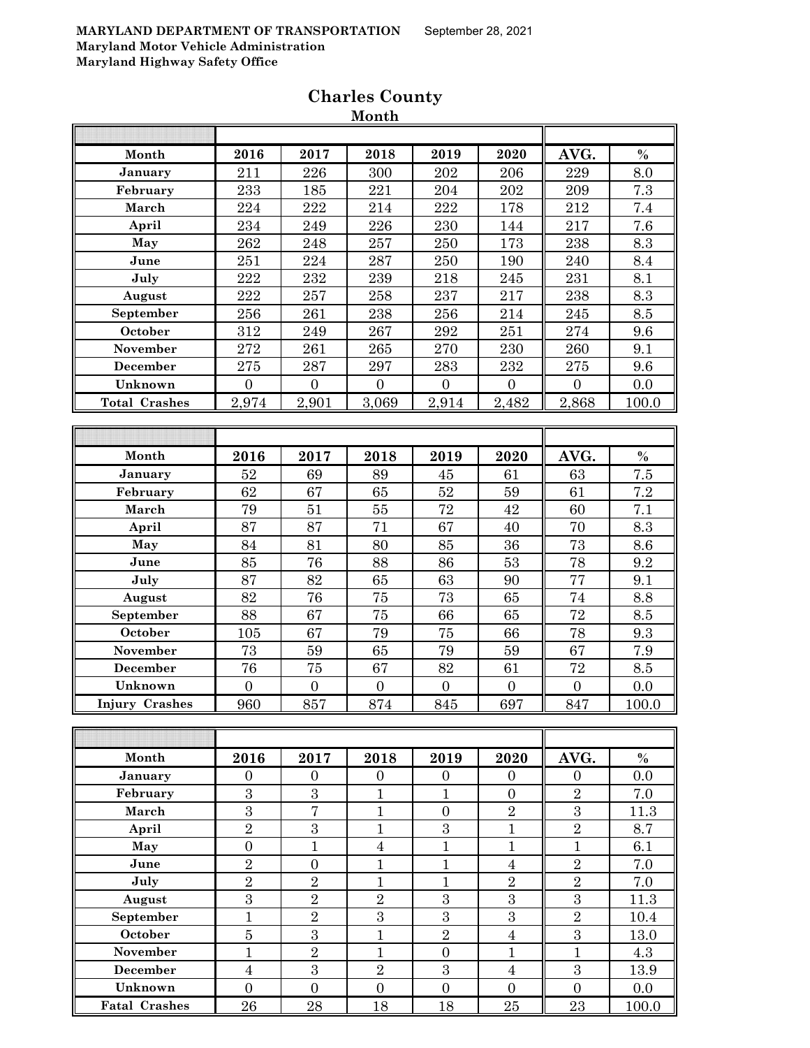**MARYLAND DEPARTMENT OF TRANSPORTATION** September 28, 2021
**Maryland Motor Vehicle Administration**
**Maryland Highway Safety Office**

## Charles County

### Month

| Month | 2016 | 2017 | 2018 | 2019 | 2020 | AVG. | % |
|---|---|---|---|---|---|---|---|
| January | 211 | 226 | 300 | 202 | 206 | 229 | 8.0 |
| February | 233 | 185 | 221 | 204 | 202 | 209 | 7.3 |
| March | 224 | 222 | 214 | 222 | 178 | 212 | 7.4 |
| April | 234 | 249 | 226 | 230 | 144 | 217 | 7.6 |
| May | 262 | 248 | 257 | 250 | 173 | 238 | 8.3 |
| June | 251 | 224 | 287 | 250 | 190 | 240 | 8.4 |
| July | 222 | 232 | 239 | 218 | 245 | 231 | 8.1 |
| August | 222 | 257 | 258 | 237 | 217 | 238 | 8.3 |
| September | 256 | 261 | 238 | 256 | 214 | 245 | 8.5 |
| October | 312 | 249 | 267 | 292 | 251 | 274 | 9.6 |
| November | 272 | 261 | 265 | 270 | 230 | 260 | 9.1 |
| December | 275 | 287 | 297 | 283 | 232 | 275 | 9.6 |
| Unknown | 0 | 0 | 0 | 0 | 0 | 0 | 0.0 |
| Total Crashes | 2,974 | 2,901 | 3,069 | 2,914 | 2,482 | 2,868 | 100.0 |

| Month | 2016 | 2017 | 2018 | 2019 | 2020 | AVG. | % |
|---|---|---|---|---|---|---|---|
| January | 52 | 69 | 89 | 45 | 61 | 63 | 7.5 |
| February | 62 | 67 | 65 | 52 | 59 | 61 | 7.2 |
| March | 79 | 51 | 55 | 72 | 42 | 60 | 7.1 |
| April | 87 | 87 | 71 | 67 | 40 | 70 | 8.3 |
| May | 84 | 81 | 80 | 85 | 36 | 73 | 8.6 |
| June | 85 | 76 | 88 | 86 | 53 | 78 | 9.2 |
| July | 87 | 82 | 65 | 63 | 90 | 77 | 9.1 |
| August | 82 | 76 | 75 | 73 | 65 | 74 | 8.8 |
| September | 88 | 67 | 75 | 66 | 65 | 72 | 8.5 |
| October | 105 | 67 | 79 | 75 | 66 | 78 | 9.3 |
| November | 73 | 59 | 65 | 79 | 59 | 67 | 7.9 |
| December | 76 | 75 | 67 | 82 | 61 | 72 | 8.5 |
| Unknown | 0 | 0 | 0 | 0 | 0 | 0 | 0.0 |
| Injury Crashes | 960 | 857 | 874 | 845 | 697 | 847 | 100.0 |

| Month | 2016 | 2017 | 2018 | 2019 | 2020 | AVG. | % |
|---|---|---|---|---|---|---|---|
| January | 0 | 0 | 0 | 0 | 0 | 0 | 0.0 |
| February | 3 | 3 | 1 | 1 | 0 | 2 | 7.0 |
| March | 3 | 7 | 1 | 0 | 2 | 3 | 11.3 |
| April | 2 | 3 | 1 | 3 | 1 | 2 | 8.7 |
| May | 0 | 1 | 4 | 1 | 1 | 1 | 6.1 |
| June | 2 | 0 | 1 | 1 | 4 | 2 | 7.0 |
| July | 2 | 2 | 1 | 1 | 2 | 2 | 7.0 |
| August | 3 | 2 | 2 | 3 | 3 | 3 | 11.3 |
| September | 1 | 2 | 3 | 3 | 3 | 2 | 10.4 |
| October | 5 | 3 | 1 | 2 | 4 | 3 | 13.0 |
| November | 1 | 2 | 1 | 0 | 1 | 1 | 4.3 |
| December | 4 | 3 | 2 | 3 | 4 | 3 | 13.9 |
| Unknown | 0 | 0 | 0 | 0 | 0 | 0 | 0.0 |
| Fatal Crashes | 26 | 28 | 18 | 18 | 25 | 23 | 100.0 |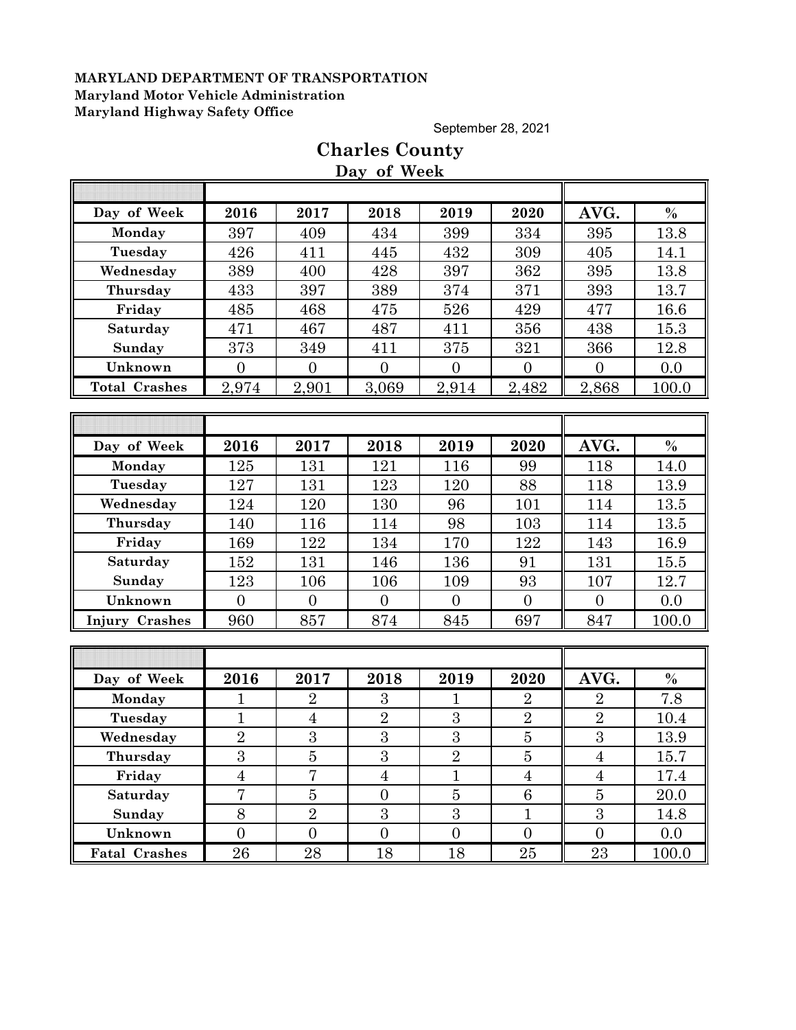**MARYLAND DEPARTMENT OF TRANSPORTATION**
**Maryland Motor Vehicle Administration**
**Maryland Highway Safety Office**

September 28, 2021

# Charles County

## Day of Week

| Day of Week | 2016 | 2017 | 2018 | 2019 | 2020 | AVG. | % |
|---|---|---|---|---|---|---|---|
| **Monday** | 397 | 409 | 434 | 399 | 334 | 395 | 13.8 |
| **Tuesday** | 426 | 411 | 445 | 432 | 309 | 405 | 14.1 |
| **Wednesday** | 389 | 400 | 428 | 397 | 362 | 395 | 13.8 |
| **Thursday** | 433 | 397 | 389 | 374 | 371 | 393 | 13.7 |
| **Friday** | 485 | 468 | 475 | 526 | 429 | 477 | 16.6 |
| **Saturday** | 471 | 467 | 487 | 411 | 356 | 438 | 15.3 |
| **Sunday** | 373 | 349 | 411 | 375 | 321 | 366 | 12.8 |
| **Unknown** | 0 | 0 | 0 | 0 | 0 | 0 | 0.0 |
| **Total Crashes** | 2,974 | 2,901 | 3,069 | 2,914 | 2,482 | 2,868 | 100.0 |

| Day of Week | 2016 | 2017 | 2018 | 2019 | 2020 | AVG. | % |
|---|---|---|---|---|---|---|---|
| **Monday** | 125 | 131 | 121 | 116 | 99 | 118 | 14.0 |
| **Tuesday** | 127 | 131 | 123 | 120 | 88 | 118 | 13.9 |
| **Wednesday** | 124 | 120 | 130 | 96 | 101 | 114 | 13.5 |
| **Thursday** | 140 | 116 | 114 | 98 | 103 | 114 | 13.5 |
| **Friday** | 169 | 122 | 134 | 170 | 122 | 143 | 16.9 |
| **Saturday** | 152 | 131 | 146 | 136 | 91 | 131 | 15.5 |
| **Sunday** | 123 | 106 | 106 | 109 | 93 | 107 | 12.7 |
| **Unknown** | 0 | 0 | 0 | 0 | 0 | 0 | 0.0 |
| **Injury Crashes** | 960 | 857 | 874 | 845 | 697 | 847 | 100.0 |

| Day of Week | 2016 | 2017 | 2018 | 2019 | 2020 | AVG. | % |
|---|---|---|---|---|---|---|---|
| **Monday** | 1 | 2 | 3 | 1 | 2 | 2 | 7.8 |
| **Tuesday** | 1 | 4 | 2 | 3 | 2 | 2 | 10.4 |
| **Wednesday** | 2 | 3 | 3 | 3 | 5 | 3 | 13.9 |
| **Thursday** | 3 | 5 | 3 | 2 | 5 | 4 | 15.7 |
| **Friday** | 4 | 7 | 4 | 1 | 4 | 4 | 17.4 |
| **Saturday** | 7 | 5 | 0 | 5 | 6 | 5 | 20.0 |
| **Sunday** | 8 | 2 | 3 | 3 | 1 | 3 | 14.8 |
| **Unknown** | 0 | 0 | 0 | 0 | 0 | 0 | 0.0 |
| **Fatal Crashes** | 26 | 28 | 18 | 18 | 25 | 23 | 100.0 |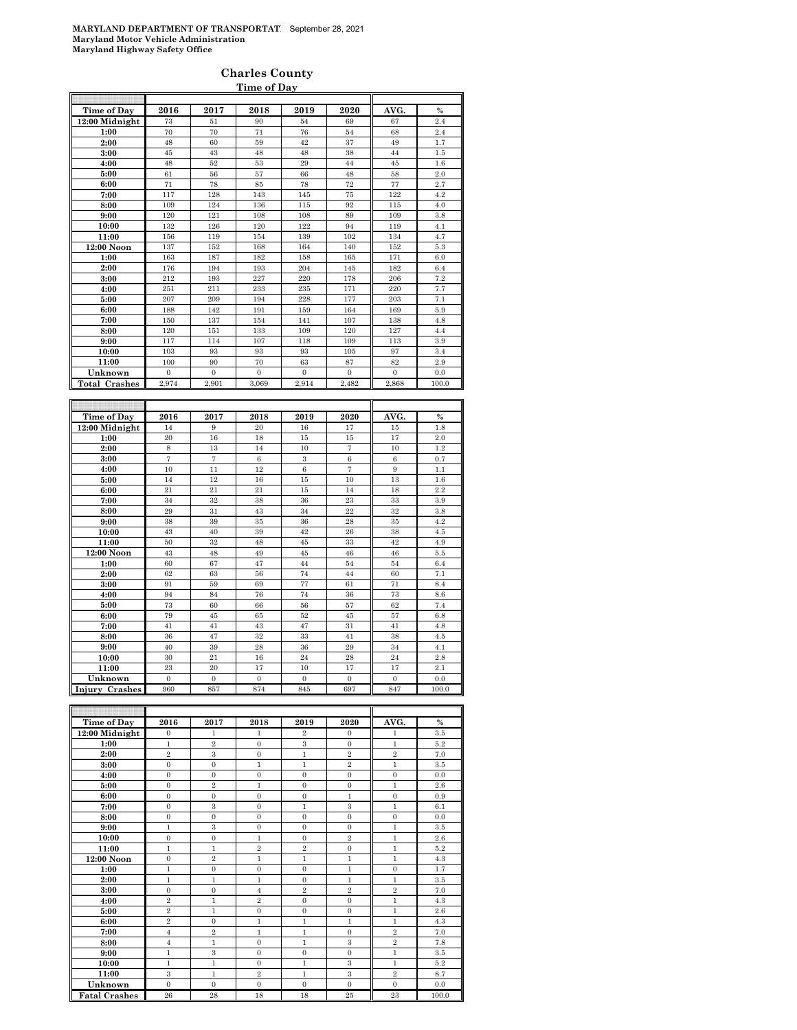**MARYLAND DEPARTMENT OF TRANSPORTATION** September 28, 2021
**Maryland Motor Vehicle Administration**
**Maryland Highway Safety Office**

## Charles County

### Time of Day

| Time of Day | 2016 | 2017 | 2018 | 2019 | 2020 | AVG. | % |
|---|---|---|---|---|---|---|---|
| 12:00 Midnight | 73 | 51 | 90 | 54 | 69 | 67 | 2.4 |
| 1:00 | 70 | 70 | 71 | 76 | 54 | 68 | 2.4 |
| 2:00 | 48 | 60 | 59 | 42 | 37 | 49 | 1.7 |
| 3:00 | 45 | 43 | 48 | 48 | 38 | 44 | 1.5 |
| 4:00 | 48 | 52 | 53 | 29 | 44 | 45 | 1.6 |
| 5:00 | 61 | 56 | 57 | 66 | 48 | 58 | 2.0 |
| 6:00 | 71 | 78 | 85 | 78 | 72 | 77 | 2.7 |
| 7:00 | 117 | 128 | 143 | 145 | 75 | 122 | 4.2 |
| 8:00 | 109 | 124 | 136 | 115 | 92 | 115 | 4.0 |
| 9:00 | 120 | 121 | 108 | 108 | 89 | 109 | 3.8 |
| 10:00 | 132 | 126 | 120 | 122 | 94 | 119 | 4.1 |
| 11:00 | 156 | 119 | 154 | 139 | 102 | 134 | 4.7 |
| 12:00 Noon | 137 | 152 | 168 | 164 | 140 | 152 | 5.3 |
| 1:00 | 163 | 187 | 182 | 158 | 165 | 171 | 6.0 |
| 2:00 | 176 | 194 | 193 | 204 | 145 | 182 | 6.4 |
| 3:00 | 212 | 193 | 227 | 220 | 178 | 206 | 7.2 |
| 4:00 | 251 | 211 | 233 | 235 | 171 | 220 | 7.7 |
| 5:00 | 207 | 209 | 194 | 228 | 177 | 203 | 7.1 |
| 6:00 | 188 | 142 | 191 | 159 | 164 | 169 | 5.9 |
| 7:00 | 150 | 137 | 154 | 141 | 107 | 138 | 4.8 |
| 8:00 | 120 | 151 | 133 | 109 | 120 | 127 | 4.4 |
| 9:00 | 117 | 114 | 107 | 118 | 109 | 113 | 3.9 |
| 10:00 | 103 | 93 | 93 | 93 | 105 | 97 | 3.4 |
| 11:00 | 100 | 90 | 70 | 63 | 87 | 82 | 2.9 |
| Unknown | 0 | 0 | 0 | 0 | 0 | 0 | 0.0 |
| **Total Crashes** | 2,974 | 2,901 | 3,069 | 2,914 | 2,482 | 2,868 | 100.0 |

| Time of Day | 2016 | 2017 | 2018 | 2019 | 2020 | AVG. | % |
|---|---|---|---|---|---|---|---|
| 12:00 Midnight | 14 | 9 | 20 | 16 | 17 | 15 | 1.8 |
| 1:00 | 20 | 16 | 18 | 15 | 15 | 17 | 2.0 |
| 2:00 | 8 | 13 | 14 | 10 | 7 | 10 | 1.2 |
| 3:00 | 7 | 7 | 6 | 3 | 6 | 6 | 0.7 |
| 4:00 | 10 | 11 | 12 | 6 | 7 | 9 | 1.1 |
| 5:00 | 14 | 12 | 16 | 15 | 10 | 13 | 1.6 |
| 6:00 | 21 | 21 | 21 | 15 | 14 | 18 | 2.2 |
| 7:00 | 34 | 32 | 38 | 36 | 23 | 33 | 3.9 |
| 8:00 | 29 | 31 | 43 | 34 | 22 | 32 | 3.8 |
| 9:00 | 38 | 39 | 35 | 36 | 28 | 35 | 4.2 |
| 10:00 | 43 | 40 | 39 | 42 | 26 | 38 | 4.5 |
| 11:00 | 50 | 32 | 48 | 45 | 33 | 42 | 4.9 |
| 12:00 Noon | 43 | 48 | 49 | 45 | 46 | 46 | 5.5 |
| 1:00 | 60 | 67 | 47 | 44 | 54 | 54 | 6.4 |
| 2:00 | 62 | 63 | 56 | 74 | 44 | 60 | 7.1 |
| 3:00 | 91 | 59 | 69 | 77 | 61 | 71 | 8.4 |
| 4:00 | 94 | 84 | 76 | 74 | 36 | 73 | 8.6 |
| 5:00 | 73 | 60 | 66 | 56 | 57 | 62 | 7.4 |
| 6:00 | 79 | 45 | 65 | 52 | 45 | 57 | 6.8 |
| 7:00 | 41 | 41 | 43 | 47 | 31 | 41 | 4.8 |
| 8:00 | 36 | 47 | 32 | 33 | 41 | 38 | 4.5 |
| 9:00 | 40 | 39 | 28 | 36 | 29 | 34 | 4.1 |
| 10:00 | 30 | 21 | 16 | 24 | 28 | 24 | 2.8 |
| 11:00 | 23 | 20 | 17 | 10 | 17 | 17 | 2.1 |
| Unknown | 0 | 0 | 0 | 0 | 0 | 0 | 0.0 |
| **Injury Crashes** | 960 | 857 | 874 | 845 | 697 | 847 | 100.0 |

| Time of Day | 2016 | 2017 | 2018 | 2019 | 2020 | AVG. | % |
|---|---|---|---|---|---|---|---|
| 12:00 Midnight | 0 | 1 | 1 | 2 | 0 | 1 | 3.5 |
| 1:00 | 1 | 2 | 0 | 3 | 0 | 1 | 5.2 |
| 2:00 | 2 | 3 | 0 | 1 | 2 | 2 | 7.0 |
| 3:00 | 0 | 0 | 1 | 1 | 2 | 1 | 3.5 |
| 4:00 | 0 | 0 | 0 | 0 | 0 | 0 | 0.0 |
| 5:00 | 0 | 2 | 1 | 0 | 0 | 1 | 2.6 |
| 6:00 | 0 | 0 | 0 | 0 | 1 | 0 | 0.9 |
| 7:00 | 0 | 3 | 0 | 1 | 3 | 1 | 6.1 |
| 8:00 | 0 | 0 | 0 | 0 | 0 | 0 | 0.0 |
| 9:00 | 1 | 3 | 0 | 0 | 0 | 1 | 3.5 |
| 10:00 | 0 | 0 | 1 | 0 | 2 | 1 | 2.6 |
| 11:00 | 1 | 1 | 2 | 2 | 0 | 1 | 5.2 |
| 12:00 Noon | 0 | 2 | 1 | 1 | 1 | 1 | 4.3 |
| 1:00 | 1 | 0 | 0 | 0 | 1 | 0 | 1.7 |
| 2:00 | 1 | 1 | 1 | 0 | 1 | 1 | 3.5 |
| 3:00 | 0 | 0 | 4 | 2 | 2 | 2 | 7.0 |
| 4:00 | 2 | 1 | 2 | 0 | 0 | 1 | 4.3 |
| 5:00 | 2 | 1 | 0 | 0 | 0 | 1 | 2.6 |
| 6:00 | 2 | 0 | 1 | 1 | 1 | 1 | 4.3 |
| 7:00 | 4 | 2 | 1 | 1 | 0 | 2 | 7.0 |
| 8:00 | 4 | 1 | 0 | 1 | 3 | 2 | 7.8 |
| 9:00 | 1 | 3 | 0 | 0 | 0 | 1 | 3.5 |
| 10:00 | 1 | 1 | 0 | 1 | 3 | 1 | 5.2 |
| 11:00 | 3 | 1 | 2 | 1 | 3 | 2 | 8.7 |
| Unknown | 0 | 0 | 0 | 0 | 0 | 0 | 0.0 |
| **Fatal Crashes** | 26 | 28 | 18 | 18 | 25 | 23 | 100.0 |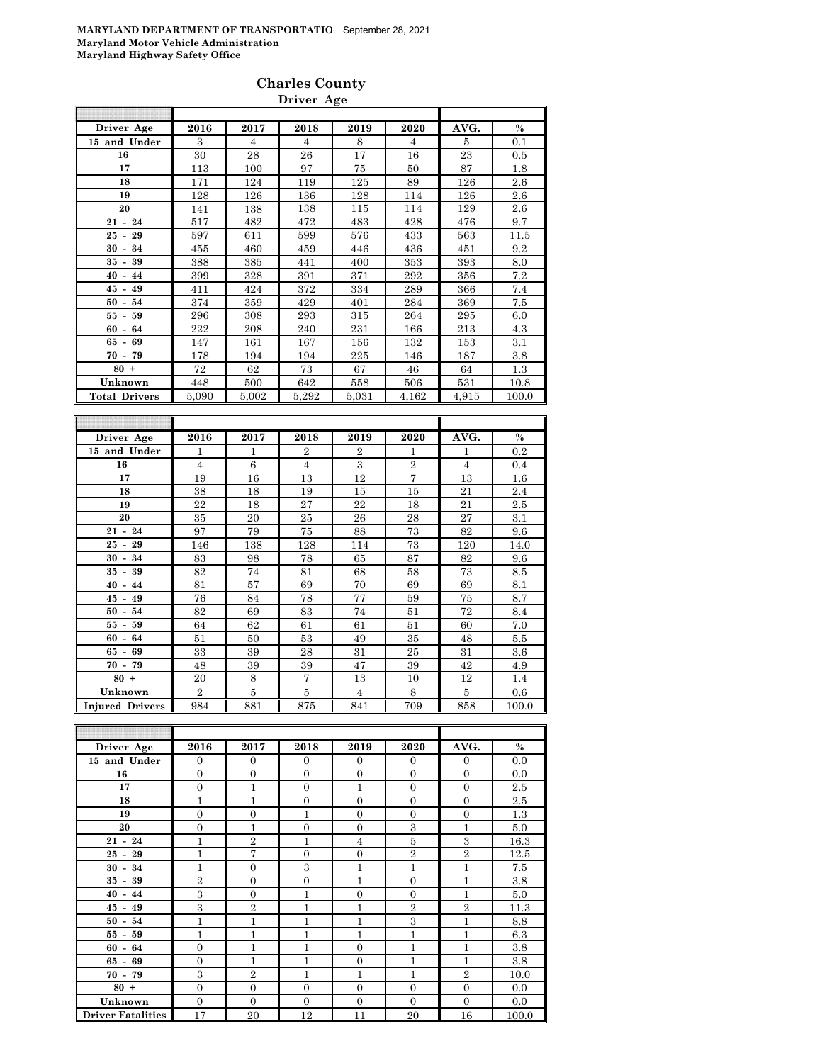**MARYLAND DEPARTMENT OF TRANSPORTATIO** September 28, 2021
**Maryland Motor Vehicle Administration**
**Maryland Highway Safety Office**

## Charles County

### Driver Age

| Driver Age | 2016 | 2017 | 2018 | 2019 | 2020 | AVG. | % |
|---|---|---|---|---|---|---|---|
| 15 and Under | 3 | 4 | 4 | 8 | 4 | 5 | 0.1 |
| 16 | 30 | 28 | 26 | 17 | 16 | 23 | 0.5 |
| 17 | 113 | 100 | 97 | 75 | 50 | 87 | 1.8 |
| 18 | 171 | 124 | 119 | 125 | 89 | 126 | 2.6 |
| 19 | 128 | 126 | 136 | 128 | 114 | 126 | 2.6 |
| 20 | 141 | 138 | 138 | 115 | 114 | 129 | 2.6 |
| 21 - 24 | 517 | 482 | 472 | 483 | 428 | 476 | 9.7 |
| 25 - 29 | 597 | 611 | 599 | 576 | 433 | 563 | 11.5 |
| 30 - 34 | 455 | 460 | 459 | 446 | 436 | 451 | 9.2 |
| 35 - 39 | 388 | 385 | 441 | 400 | 353 | 393 | 8.0 |
| 40 - 44 | 399 | 328 | 391 | 371 | 292 | 356 | 7.2 |
| 45 - 49 | 411 | 424 | 372 | 334 | 289 | 366 | 7.4 |
| 50 - 54 | 374 | 359 | 429 | 401 | 284 | 369 | 7.5 |
| 55 - 59 | 296 | 308 | 293 | 315 | 264 | 295 | 6.0 |
| 60 - 64 | 222 | 208 | 240 | 231 | 166 | 213 | 4.3 |
| 65 - 69 | 147 | 161 | 167 | 156 | 132 | 153 | 3.1 |
| 70 - 79 | 178 | 194 | 194 | 225 | 146 | 187 | 3.8 |
| 80 + | 72 | 62 | 73 | 67 | 46 | 64 | 1.3 |
| Unknown | 448 | 500 | 642 | 558 | 506 | 531 | 10.8 |
| Total Drivers | 5,090 | 5,002 | 5,292 | 5,031 | 4,162 | 4,915 | 100.0 |

| Driver Age | 2016 | 2017 | 2018 | 2019 | 2020 | AVG. | % |
|---|---|---|---|---|---|---|---|
| 15 and Under | 1 | 1 | 2 | 2 | 1 | 1 | 0.2 |
| 16 | 4 | 6 | 4 | 3 | 2 | 4 | 0.4 |
| 17 | 19 | 16 | 13 | 12 | 7 | 13 | 1.6 |
| 18 | 38 | 18 | 19 | 15 | 15 | 21 | 2.4 |
| 19 | 22 | 18 | 27 | 22 | 18 | 21 | 2.5 |
| 20 | 35 | 20 | 25 | 26 | 28 | 27 | 3.1 |
| 21 - 24 | 97 | 79 | 75 | 88 | 73 | 82 | 9.6 |
| 25 - 29 | 146 | 138 | 128 | 114 | 73 | 120 | 14.0 |
| 30 - 34 | 83 | 98 | 78 | 65 | 87 | 82 | 9.6 |
| 35 - 39 | 82 | 74 | 81 | 68 | 58 | 73 | 8.5 |
| 40 - 44 | 81 | 57 | 69 | 70 | 69 | 69 | 8.1 |
| 45 - 49 | 76 | 84 | 78 | 77 | 59 | 75 | 8.7 |
| 50 - 54 | 82 | 69 | 83 | 74 | 51 | 72 | 8.4 |
| 55 - 59 | 64 | 62 | 61 | 61 | 51 | 60 | 7.0 |
| 60 - 64 | 51 | 50 | 53 | 49 | 35 | 48 | 5.5 |
| 65 - 69 | 33 | 39 | 28 | 31 | 25 | 31 | 3.6 |
| 70 - 79 | 48 | 39 | 39 | 47 | 39 | 42 | 4.9 |
| 80 + | 20 | 8 | 7 | 13 | 10 | 12 | 1.4 |
| Unknown | 2 | 5 | 5 | 4 | 8 | 5 | 0.6 |
| Injured Drivers | 984 | 881 | 875 | 841 | 709 | 858 | 100.0 |

| Driver Age | 2016 | 2017 | 2018 | 2019 | 2020 | AVG. | % |
|---|---|---|---|---|---|---|---|
| 15 and Under | 0 | 0 | 0 | 0 | 0 | 0 | 0.0 |
| 16 | 0 | 0 | 0 | 0 | 0 | 0 | 0.0 |
| 17 | 0 | 1 | 0 | 1 | 0 | 0 | 2.5 |
| 18 | 1 | 1 | 0 | 0 | 0 | 0 | 2.5 |
| 19 | 0 | 0 | 1 | 0 | 0 | 0 | 1.3 |
| 20 | 0 | 1 | 0 | 0 | 3 | 1 | 5.0 |
| 21 - 24 | 1 | 2 | 1 | 4 | 5 | 3 | 16.3 |
| 25 - 29 | 1 | 7 | 0 | 0 | 2 | 2 | 12.5 |
| 30 - 34 | 1 | 0 | 3 | 1 | 1 | 1 | 7.5 |
| 35 - 39 | 2 | 0 | 0 | 1 | 0 | 1 | 3.8 |
| 40 - 44 | 3 | 0 | 1 | 0 | 0 | 1 | 5.0 |
| 45 - 49 | 3 | 2 | 1 | 1 | 2 | 2 | 11.3 |
| 50 - 54 | 1 | 1 | 1 | 1 | 3 | 1 | 8.8 |
| 55 - 59 | 1 | 1 | 1 | 1 | 1 | 1 | 6.3 |
| 60 - 64 | 0 | 1 | 1 | 0 | 1 | 1 | 3.8 |
| 65 - 69 | 0 | 1 | 1 | 0 | 1 | 1 | 3.8 |
| 70 - 79 | 3 | 2 | 1 | 1 | 1 | 2 | 10.0 |
| 80 + | 0 | 0 | 0 | 0 | 0 | 0 | 0.0 |
| Unknown | 0 | 0 | 0 | 0 | 0 | 0 | 0.0 |
| Driver Fatalities | 17 | 20 | 12 | 11 | 20 | 16 | 100.0 |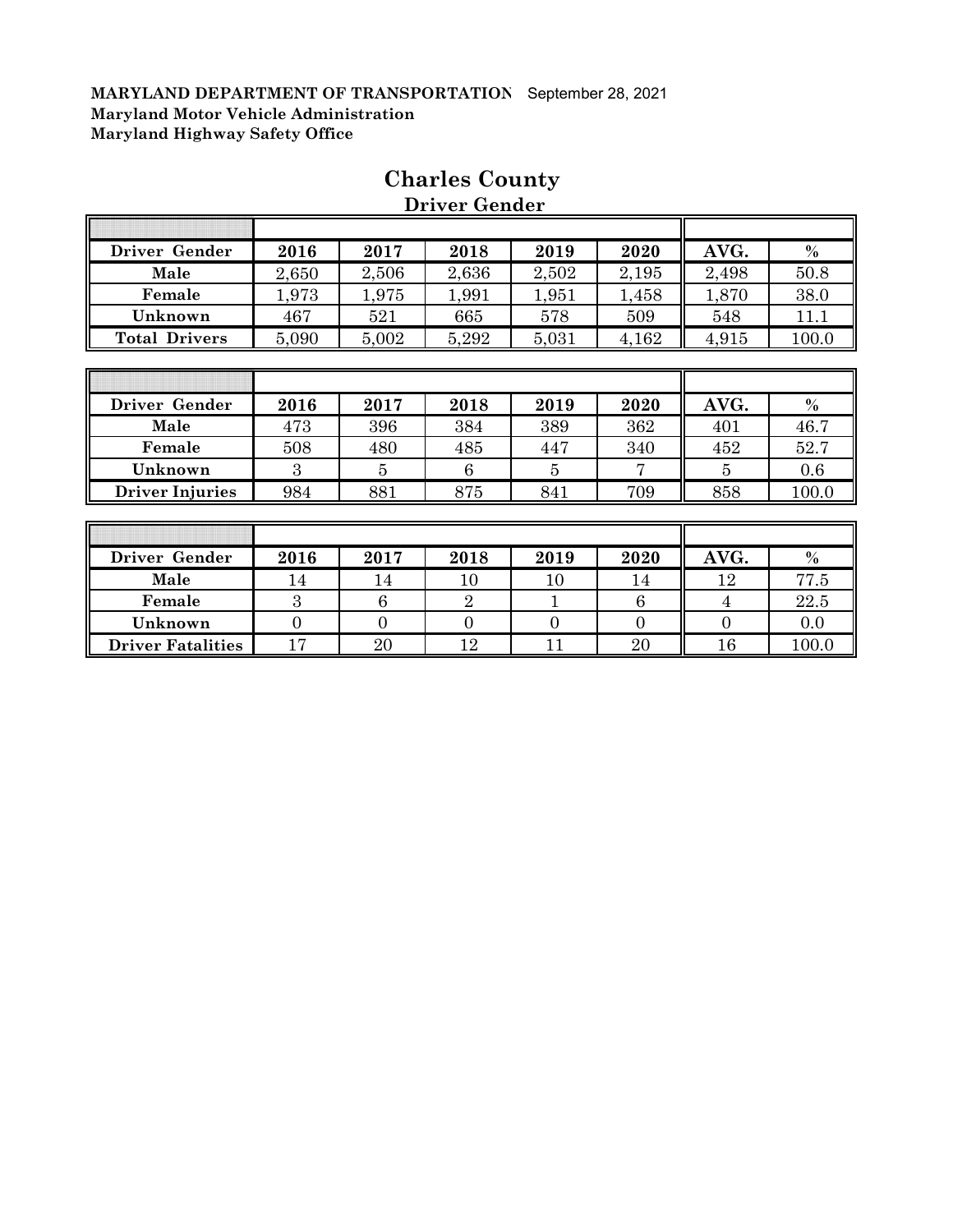**MARYLAND DEPARTMENT OF TRANSPORTATION** September 28, 2021
**Maryland Motor Vehicle Administration**
**Maryland Highway Safety Office**

# Charles County

## Driver Gender

| Driver Gender | 2016 | 2017 | 2018 | 2019 | 2020 | AVG. | % |
|---|---|---|---|---|---|---|---|
| Male | 2,650 | 2,506 | 2,636 | 2,502 | 2,195 | 2,498 | 50.8 |
| Female | 1,973 | 1,975 | 1,991 | 1,951 | 1,458 | 1,870 | 38.0 |
| Unknown | 467 | 521 | 665 | 578 | 509 | 548 | 11.1 |
| Total Drivers | 5,090 | 5,002 | 5,292 | 5,031 | 4,162 | 4,915 | 100.0 |

| Driver Gender | 2016 | 2017 | 2018 | 2019 | 2020 | AVG. | % |
|---|---|---|---|---|---|---|---|
| Male | 473 | 396 | 384 | 389 | 362 | 401 | 46.7 |
| Female | 508 | 480 | 485 | 447 | 340 | 452 | 52.7 |
| Unknown | 3 | 5 | 6 | 5 | 7 | 5 | 0.6 |
| Driver Injuries | 984 | 881 | 875 | 841 | 709 | 858 | 100.0 |

| Driver Gender | 2016 | 2017 | 2018 | 2019 | 2020 | AVG. | % |
|---|---|---|---|---|---|---|---|
| Male | 14 | 14 | 10 | 10 | 14 | 12 | 77.5 |
| Female | 3 | 6 | 2 | 1 | 6 | 4 | 22.5 |
| Unknown | 0 | 0 | 0 | 0 | 0 | 0 | 0.0 |
| Driver Fatalities | 17 | 20 | 12 | 11 | 20 | 16 | 100.0 |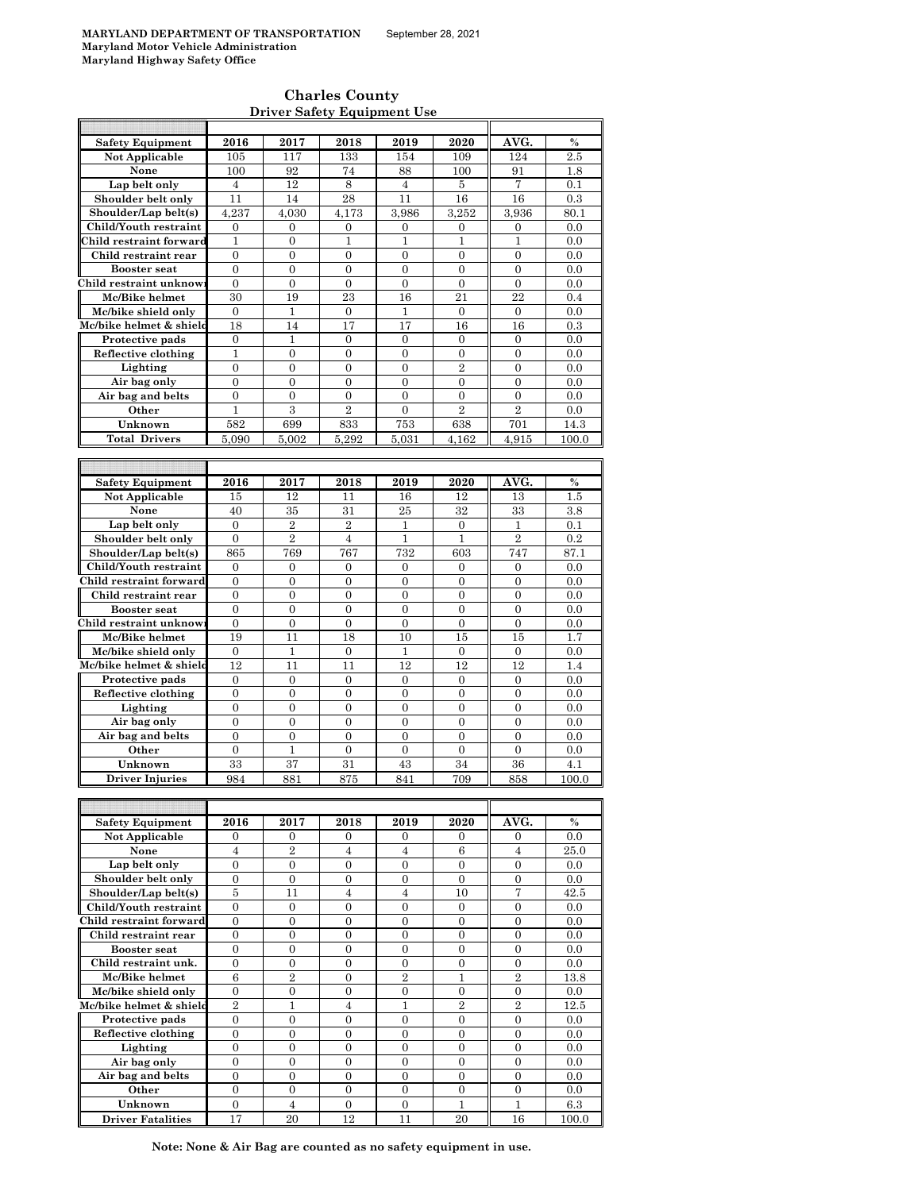MARYLAND DEPARTMENT OF TRANSPORTATION September 28, 2021
Maryland Motor Vehicle Administration
Maryland Highway Safety Office

## Charles County
### Driver Safety Equipment Use

| Safety Equipment | 2016 | 2017 | 2018 | 2019 | 2020 | AVG. | % |
|---|---|---|---|---|---|---|---|
| Not Applicable | 105 | 117 | 133 | 154 | 109 | 124 | 2.5 |
| None | 100 | 92 | 74 | 88 | 100 | 91 | 1.8 |
| Lap belt only | 4 | 12 | 8 | 4 | 5 | 7 | 0.1 |
| Shoulder belt only | 11 | 14 | 28 | 11 | 16 | 16 | 0.3 |
| Shoulder/Lap belt(s) | 4,237 | 4,030 | 4,173 | 3,986 | 3,252 | 3,936 | 80.1 |
| Child/Youth restraint | 0 | 0 | 0 | 0 | 0 | 0 | 0.0 |
| Child restraint forward | 1 | 0 | 1 | 1 | 1 | 1 | 0.0 |
| Child restraint rear | 0 | 0 | 0 | 0 | 0 | 0 | 0.0 |
| Booster seat | 0 | 0 | 0 | 0 | 0 | 0 | 0.0 |
| Child restraint unknown | 0 | 0 | 0 | 0 | 0 | 0 | 0.0 |
| Mc/Bike helmet | 30 | 19 | 23 | 16 | 21 | 22 | 0.4 |
| Mc/bike shield only | 0 | 1 | 0 | 1 | 0 | 0 | 0.0 |
| Mc/bike helmet & shield | 18 | 14 | 17 | 17 | 16 | 16 | 0.3 |
| Protective pads | 0 | 1 | 0 | 0 | 0 | 0 | 0.0 |
| Reflective clothing | 1 | 0 | 0 | 0 | 0 | 0 | 0.0 |
| Lighting | 0 | 0 | 0 | 0 | 2 | 0 | 0.0 |
| Air bag only | 0 | 0 | 0 | 0 | 0 | 0 | 0.0 |
| Air bag and belts | 0 | 0 | 0 | 0 | 0 | 0 | 0.0 |
| Other | 1 | 3 | 2 | 0 | 2 | 2 | 0.0 |
| Unknown | 582 | 699 | 833 | 753 | 638 | 701 | 14.3 |
| **Total Drivers** | 5,090 | 5,002 | 5,292 | 5,031 | 4,162 | 4,915 | 100.0 |

| Safety Equipment | 2016 | 2017 | 2018 | 2019 | 2020 | AVG. | % |
|---|---|---|---|---|---|---|---|
| Not Applicable | 15 | 12 | 11 | 16 | 12 | 13 | 1.5 |
| None | 40 | 35 | 31 | 25 | 32 | 33 | 3.8 |
| Lap belt only | 0 | 2 | 2 | 1 | 0 | 1 | 0.1 |
| Shoulder belt only | 0 | 2 | 4 | 1 | 1 | 2 | 0.2 |
| Shoulder/Lap belt(s) | 865 | 769 | 767 | 732 | 603 | 747 | 87.1 |
| Child/Youth restraint | 0 | 0 | 0 | 0 | 0 | 0 | 0.0 |
| Child restraint forward | 0 | 0 | 0 | 0 | 0 | 0 | 0.0 |
| Child restraint rear | 0 | 0 | 0 | 0 | 0 | 0 | 0.0 |
| Booster seat | 0 | 0 | 0 | 0 | 0 | 0 | 0.0 |
| Child restraint unknown | 0 | 0 | 0 | 0 | 0 | 0 | 0.0 |
| Mc/Bike helmet | 19 | 11 | 18 | 10 | 15 | 15 | 1.7 |
| Mc/bike shield only | 0 | 1 | 0 | 1 | 0 | 0 | 0.0 |
| Mc/bike helmet & shield | 12 | 11 | 11 | 12 | 12 | 12 | 1.4 |
| Protective pads | 0 | 0 | 0 | 0 | 0 | 0 | 0.0 |
| Reflective clothing | 0 | 0 | 0 | 0 | 0 | 0 | 0.0 |
| Lighting | 0 | 0 | 0 | 0 | 0 | 0 | 0.0 |
| Air bag only | 0 | 0 | 0 | 0 | 0 | 0 | 0.0 |
| Air bag and belts | 0 | 0 | 0 | 0 | 0 | 0 | 0.0 |
| Other | 0 | 1 | 0 | 0 | 0 | 0 | 0.0 |
| Unknown | 33 | 37 | 31 | 43 | 34 | 36 | 4.1 |
| **Driver Injuries** | 984 | 881 | 875 | 841 | 709 | 858 | 100.0 |

| Safety Equipment | 2016 | 2017 | 2018 | 2019 | 2020 | AVG. | % |
|---|---|---|---|---|---|---|---|
| Not Applicable | 0 | 0 | 0 | 0 | 0 | 0 | 0.0 |
| None | 4 | 2 | 4 | 4 | 6 | 4 | 25.0 |
| Lap belt only | 0 | 0 | 0 | 0 | 0 | 0 | 0.0 |
| Shoulder belt only | 0 | 0 | 0 | 0 | 0 | 0 | 0.0 |
| Shoulder/Lap belt(s) | 5 | 11 | 4 | 4 | 10 | 7 | 42.5 |
| Child/Youth restraint | 0 | 0 | 0 | 0 | 0 | 0 | 0.0 |
| Child restraint forward | 0 | 0 | 0 | 0 | 0 | 0 | 0.0 |
| Child restraint rear | 0 | 0 | 0 | 0 | 0 | 0 | 0.0 |
| Booster seat | 0 | 0 | 0 | 0 | 0 | 0 | 0.0 |
| Child restraint unk. | 0 | 0 | 0 | 0 | 0 | 0 | 0.0 |
| Mc/Bike helmet | 6 | 2 | 0 | 2 | 1 | 2 | 13.8 |
| Mc/bike shield only | 0 | 0 | 0 | 0 | 0 | 0 | 0.0 |
| Mc/bike helmet & shield | 2 | 1 | 4 | 1 | 2 | 2 | 12.5 |
| Protective pads | 0 | 0 | 0 | 0 | 0 | 0 | 0.0 |
| Reflective clothing | 0 | 0 | 0 | 0 | 0 | 0 | 0.0 |
| Lighting | 0 | 0 | 0 | 0 | 0 | 0 | 0.0 |
| Air bag only | 0 | 0 | 0 | 0 | 0 | 0 | 0.0 |
| Air bag and belts | 0 | 0 | 0 | 0 | 0 | 0 | 0.0 |
| Other | 0 | 0 | 0 | 0 | 0 | 0 | 0.0 |
| Unknown | 0 | 4 | 0 | 0 | 1 | 1 | 6.3 |
| **Driver Fatalities** | 17 | 20 | 12 | 11 | 20 | 16 | 100.0 |

**Note: None & Air Bag are counted as no safety equipment in use.**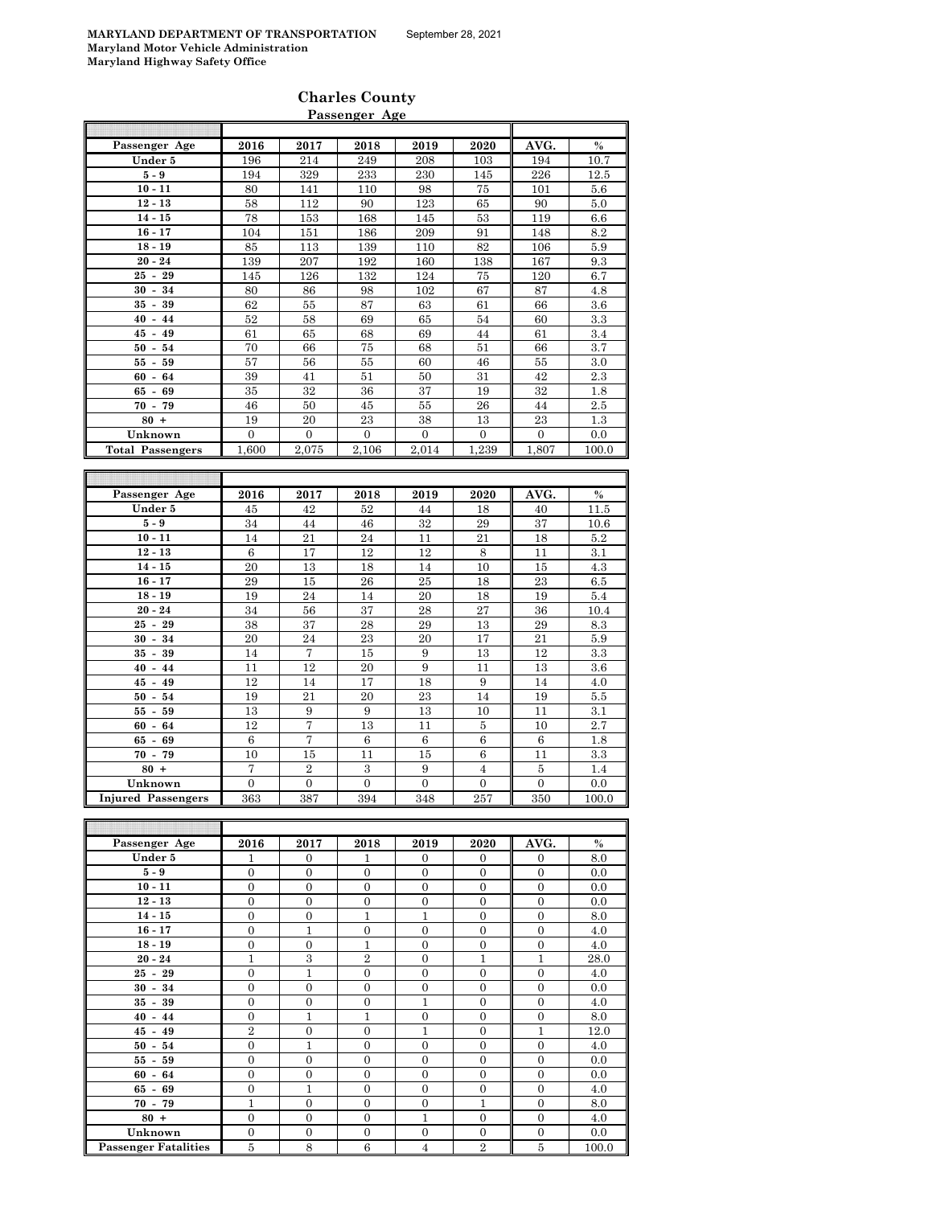MARYLAND DEPARTMENT OF TRANSPORTATION September 28, 2021
Maryland Motor Vehicle Administration
Maryland Highway Safety Office

## Charles County

### Passenger Age

| Passenger Age | 2016 | 2017 | 2018 | 2019 | 2020 | AVG. | % |
|---|---|---|---|---|---|---|---|
| Under 5 | 196 | 214 | 249 | 208 | 103 | 194 | 10.7 |
| 5 - 9 | 194 | 329 | 233 | 230 | 145 | 226 | 12.5 |
| 10 - 11 | 80 | 141 | 110 | 98 | 75 | 101 | 5.6 |
| 12 - 13 | 58 | 112 | 90 | 123 | 65 | 90 | 5.0 |
| 14 - 15 | 78 | 153 | 168 | 145 | 53 | 119 | 6.6 |
| 16 - 17 | 104 | 151 | 186 | 209 | 91 | 148 | 8.2 |
| 18 - 19 | 85 | 113 | 139 | 110 | 82 | 106 | 5.9 |
| 20 - 24 | 139 | 207 | 192 | 160 | 138 | 167 | 9.3 |
| 25 - 29 | 145 | 126 | 132 | 124 | 75 | 120 | 6.7 |
| 30 - 34 | 80 | 86 | 98 | 102 | 67 | 87 | 4.8 |
| 35 - 39 | 62 | 55 | 87 | 63 | 61 | 66 | 3.6 |
| 40 - 44 | 52 | 58 | 69 | 65 | 54 | 60 | 3.3 |
| 45 - 49 | 61 | 65 | 68 | 69 | 44 | 61 | 3.4 |
| 50 - 54 | 70 | 66 | 75 | 68 | 51 | 66 | 3.7 |
| 55 - 59 | 57 | 56 | 55 | 60 | 46 | 55 | 3.0 |
| 60 - 64 | 39 | 41 | 51 | 50 | 31 | 42 | 2.3 |
| 65 - 69 | 35 | 32 | 36 | 37 | 19 | 32 | 1.8 |
| 70 - 79 | 46 | 50 | 45 | 55 | 26 | 44 | 2.5 |
| 80 + | 19 | 20 | 23 | 38 | 13 | 23 | 1.3 |
| Unknown | 0 | 0 | 0 | 0 | 0 | 0 | 0.0 |
| Total Passengers | 1,600 | 2,075 | 2,106 | 2,014 | 1,239 | 1,807 | 100.0 |

| Passenger Age | 2016 | 2017 | 2018 | 2019 | 2020 | AVG. | % |
|---|---|---|---|---|---|---|---|
| Under 5 | 45 | 42 | 52 | 44 | 18 | 40 | 11.5 |
| 5 - 9 | 34 | 44 | 46 | 32 | 29 | 37 | 10.6 |
| 10 - 11 | 14 | 21 | 24 | 11 | 21 | 18 | 5.2 |
| 12 - 13 | 6 | 17 | 12 | 12 | 8 | 11 | 3.1 |
| 14 - 15 | 20 | 13 | 18 | 14 | 10 | 15 | 4.3 |
| 16 - 17 | 29 | 15 | 26 | 25 | 18 | 23 | 6.5 |
| 18 - 19 | 19 | 24 | 14 | 20 | 18 | 19 | 5.4 |
| 20 - 24 | 34 | 56 | 37 | 28 | 27 | 36 | 10.4 |
| 25 - 29 | 38 | 37 | 28 | 29 | 13 | 29 | 8.3 |
| 30 - 34 | 20 | 24 | 23 | 20 | 17 | 21 | 5.9 |
| 35 - 39 | 14 | 7 | 15 | 9 | 13 | 12 | 3.3 |
| 40 - 44 | 11 | 12 | 20 | 9 | 11 | 13 | 3.6 |
| 45 - 49 | 12 | 14 | 17 | 18 | 9 | 14 | 4.0 |
| 50 - 54 | 19 | 21 | 20 | 23 | 14 | 19 | 5.5 |
| 55 - 59 | 13 | 9 | 9 | 13 | 10 | 11 | 3.1 |
| 60 - 64 | 12 | 7 | 13 | 11 | 5 | 10 | 2.7 |
| 65 - 69 | 6 | 7 | 6 | 6 | 6 | 6 | 1.8 |
| 70 - 79 | 10 | 15 | 11 | 15 | 6 | 11 | 3.3 |
| 80 + | 7 | 2 | 3 | 9 | 4 | 5 | 1.4 |
| Unknown | 0 | 0 | 0 | 0 | 0 | 0 | 0.0 |
| Injured Passengers | 363 | 387 | 394 | 348 | 257 | 350 | 100.0 |

| Passenger Age | 2016 | 2017 | 2018 | 2019 | 2020 | AVG. | % |
|---|---|---|---|---|---|---|---|
| Under 5 | 1 | 0 | 1 | 0 | 0 | 0 | 8.0 |
| 5 - 9 | 0 | 0 | 0 | 0 | 0 | 0 | 0.0 |
| 10 - 11 | 0 | 0 | 0 | 0 | 0 | 0 | 0.0 |
| 12 - 13 | 0 | 0 | 0 | 0 | 0 | 0 | 0.0 |
| 14 - 15 | 0 | 0 | 1 | 1 | 0 | 0 | 8.0 |
| 16 - 17 | 0 | 1 | 0 | 0 | 0 | 0 | 4.0 |
| 18 - 19 | 0 | 0 | 1 | 0 | 0 | 0 | 4.0 |
| 20 - 24 | 1 | 3 | 2 | 0 | 1 | 1 | 28.0 |
| 25 - 29 | 0 | 1 | 0 | 0 | 0 | 0 | 4.0 |
| 30 - 34 | 0 | 0 | 0 | 0 | 0 | 0 | 0.0 |
| 35 - 39 | 0 | 0 | 0 | 1 | 0 | 0 | 4.0 |
| 40 - 44 | 0 | 1 | 1 | 0 | 0 | 0 | 8.0 |
| 45 - 49 | 2 | 0 | 0 | 1 | 0 | 1 | 12.0 |
| 50 - 54 | 0 | 1 | 0 | 0 | 0 | 0 | 4.0 |
| 55 - 59 | 0 | 0 | 0 | 0 | 0 | 0 | 0.0 |
| 60 - 64 | 0 | 0 | 0 | 0 | 0 | 0 | 0.0 |
| 65 - 69 | 0 | 1 | 0 | 0 | 0 | 0 | 4.0 |
| 70 - 79 | 1 | 0 | 0 | 0 | 1 | 0 | 8.0 |
| 80 + | 0 | 0 | 0 | 1 | 0 | 0 | 4.0 |
| Unknown | 0 | 0 | 0 | 0 | 0 | 0 | 0.0 |
| Passenger Fatalities | 5 | 8 | 6 | 4 | 2 | 5 | 100.0 |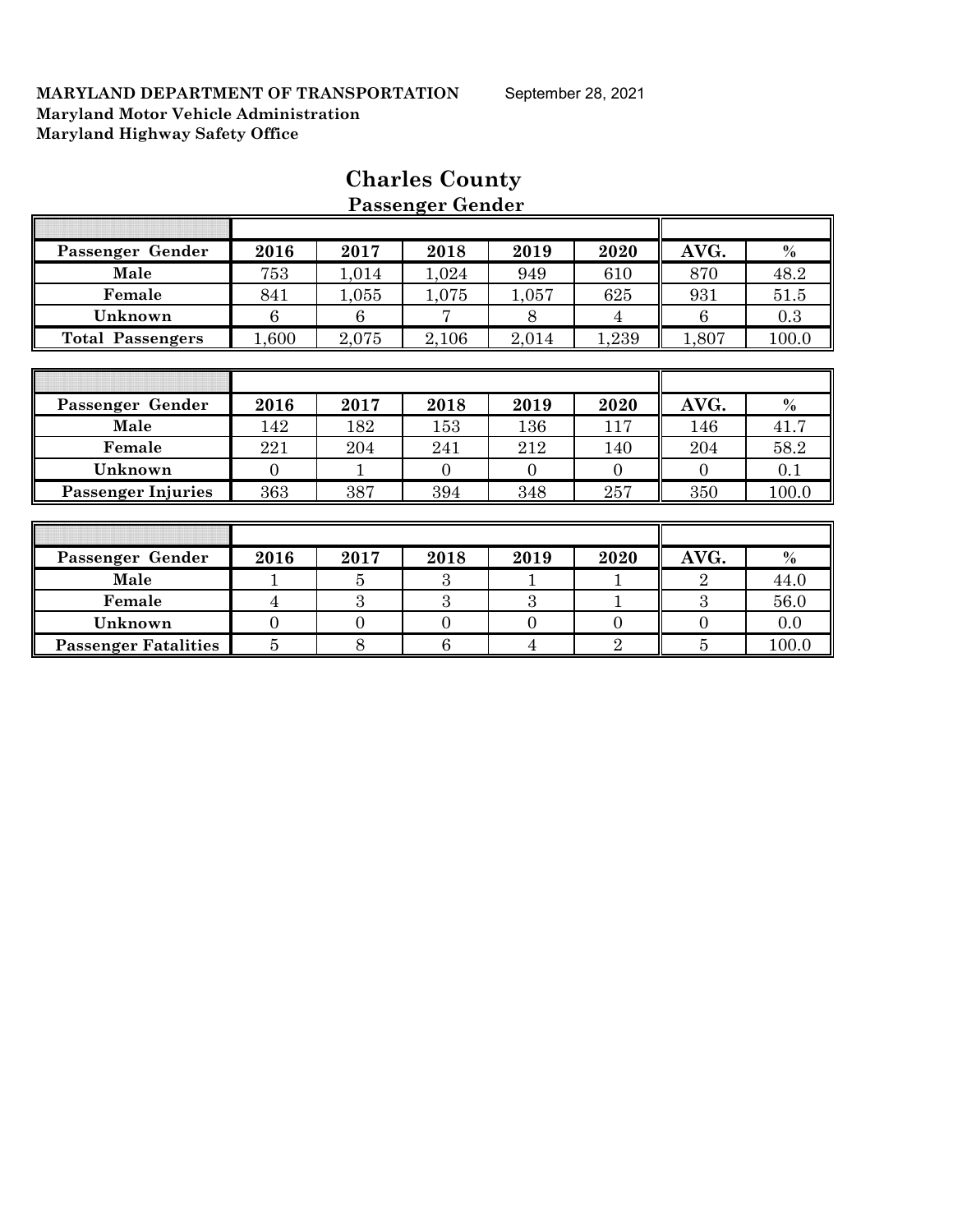**MARYLAND DEPARTMENT OF TRANSPORTATION** September 28, 2021
**Maryland Motor Vehicle Administration**
**Maryland Highway Safety Office**

# Charles County

## Passenger Gender

| Passenger Gender | 2016 | 2017 | 2018 | 2019 | 2020 | AVG. | % |
|---|---|---|---|---|---|---|---|
| Male | 753 | 1,014 | 1,024 | 949 | 610 | 870 | 48.2 |
| Female | 841 | 1,055 | 1,075 | 1,057 | 625 | 931 | 51.5 |
| Unknown | 6 | 6 | 7 | 8 | 4 | 6 | 0.3 |
| Total Passengers | 1,600 | 2,075 | 2,106 | 2,014 | 1,239 | 1,807 | 100.0 |

| Passenger Gender | 2016 | 2017 | 2018 | 2019 | 2020 | AVG. | % |
|---|---|---|---|---|---|---|---|
| Male | 142 | 182 | 153 | 136 | 117 | 146 | 41.7 |
| Female | 221 | 204 | 241 | 212 | 140 | 204 | 58.2 |
| Unknown | 0 | 1 | 0 | 0 | 0 | 0 | 0.1 |
| Passenger Injuries | 363 | 387 | 394 | 348 | 257 | 350 | 100.0 |

| Passenger Gender | 2016 | 2017 | 2018 | 2019 | 2020 | AVG. | % |
|---|---|---|---|---|---|---|---|
| Male | 1 | 5 | 3 | 1 | 1 | 2 | 44.0 |
| Female | 4 | 3 | 3 | 3 | 1 | 3 | 56.0 |
| Unknown | 0 | 0 | 0 | 0 | 0 | 0 | 0.0 |
| Passenger Fatalities | 5 | 8 | 6 | 4 | 2 | 5 | 100.0 |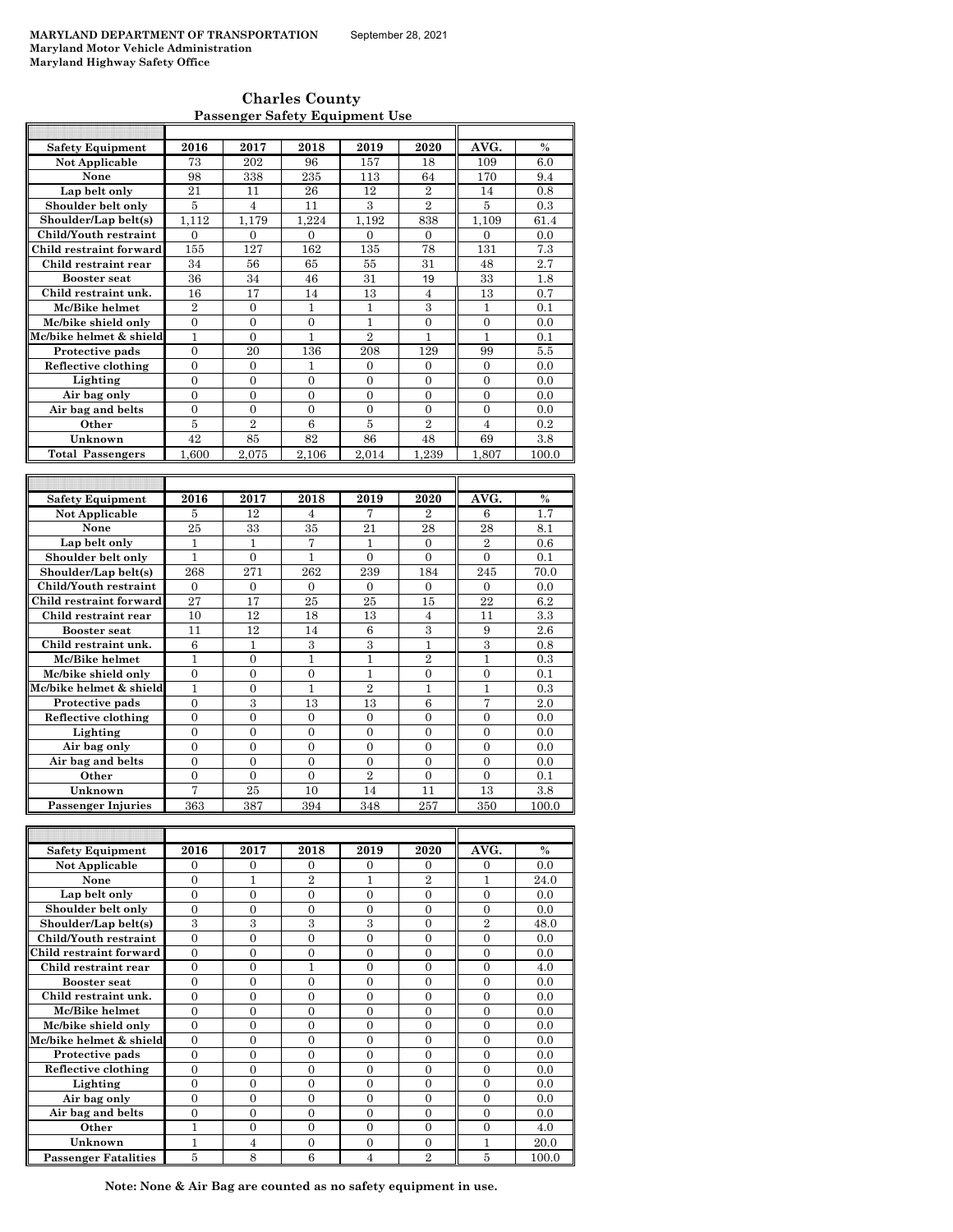**MARYLAND DEPARTMENT OF TRANSPORTATION** September 28, 2021
**Maryland Motor Vehicle Administration**
**Maryland Highway Safety Office**

## Charles County

### Passenger Safety Equipment Use

| Safety Equipment | 2016 | 2017 | 2018 | 2019 | 2020 | AVG. | % |
|---|---|---|---|---|---|---|---|
| Not Applicable | 73 | 202 | 96 | 157 | 18 | 109 | 6.0 |
| None | 98 | 338 | 235 | 113 | 64 | 170 | 9.4 |
| Lap belt only | 21 | 11 | 26 | 12 | 2 | 14 | 0.8 |
| Shoulder belt only | 5 | 4 | 11 | 3 | 2 | 5 | 0.3 |
| Shoulder/Lap belt(s) | 1,112 | 1,179 | 1,224 | 1,192 | 838 | 1,109 | 61.4 |
| Child/Youth restraint | 0 | 0 | 0 | 0 | 0 | 0 | 0.0 |
| Child restraint forward | 155 | 127 | 162 | 135 | 78 | 131 | 7.3 |
| Child restraint rear | 34 | 56 | 65 | 55 | 31 | 48 | 2.7 |
| Booster seat | 36 | 34 | 46 | 31 | 19 | 33 | 1.8 |
| Child restraint unk. | 16 | 17 | 14 | 13 | 4 | 13 | 0.7 |
| Mc/Bike helmet | 2 | 0 | 1 | 1 | 3 | 1 | 0.1 |
| Mc/bike shield only | 0 | 0 | 0 | 1 | 0 | 0 | 0.0 |
| Mc/bike helmet & shield | 1 | 0 | 1 | 2 | 1 | 1 | 0.1 |
| Protective pads | 0 | 20 | 136 | 208 | 129 | 99 | 5.5 |
| Reflective clothing | 0 | 0 | 1 | 0 | 0 | 0 | 0.0 |
| Lighting | 0 | 0 | 0 | 0 | 0 | 0 | 0.0 |
| Air bag only | 0 | 0 | 0 | 0 | 0 | 0 | 0.0 |
| Air bag and belts | 0 | 0 | 0 | 0 | 0 | 0 | 0.0 |
| Other | 5 | 2 | 6 | 5 | 2 | 4 | 0.2 |
| Unknown | 42 | 85 | 82 | 86 | 48 | 69 | 3.8 |
| Total Passengers | 1,600 | 2,075 | 2,106 | 2,014 | 1,239 | 1,807 | 100.0 |

| Safety Equipment | 2016 | 2017 | 2018 | 2019 | 2020 | AVG. | % |
|---|---|---|---|---|---|---|---|
| Not Applicable | 5 | 12 | 4 | 7 | 2 | 6 | 1.7 |
| None | 25 | 33 | 35 | 21 | 28 | 28 | 8.1 |
| Lap belt only | 1 | 1 | 7 | 1 | 0 | 2 | 0.6 |
| Shoulder belt only | 1 | 0 | 1 | 0 | 0 | 0 | 0.1 |
| Shoulder/Lap belt(s) | 268 | 271 | 262 | 239 | 184 | 245 | 70.0 |
| Child/Youth restraint | 0 | 0 | 0 | 0 | 0 | 0 | 0.0 |
| Child restraint forward | 27 | 17 | 25 | 25 | 15 | 22 | 6.2 |
| Child restraint rear | 10 | 12 | 18 | 13 | 4 | 11 | 3.3 |
| Booster seat | 11 | 12 | 14 | 6 | 3 | 9 | 2.6 |
| Child restraint unk. | 6 | 1 | 3 | 3 | 1 | 3 | 0.8 |
| Mc/Bike helmet | 1 | 0 | 1 | 1 | 2 | 1 | 0.3 |
| Mc/bike shield only | 0 | 0 | 0 | 1 | 0 | 0 | 0.1 |
| Mc/bike helmet & shield | 1 | 0 | 1 | 2 | 1 | 1 | 0.3 |
| Protective pads | 0 | 3 | 13 | 13 | 6 | 7 | 2.0 |
| Reflective clothing | 0 | 0 | 0 | 0 | 0 | 0 | 0.0 |
| Lighting | 0 | 0 | 0 | 0 | 0 | 0 | 0.0 |
| Air bag only | 0 | 0 | 0 | 0 | 0 | 0 | 0.0 |
| Air bag and belts | 0 | 0 | 0 | 0 | 0 | 0 | 0.0 |
| Other | 0 | 0 | 0 | 2 | 0 | 0 | 0.1 |
| Unknown | 7 | 25 | 10 | 14 | 11 | 13 | 3.8 |
| Passenger Injuries | 363 | 387 | 394 | 348 | 257 | 350 | 100.0 |

| Safety Equipment | 2016 | 2017 | 2018 | 2019 | 2020 | AVG. | % |
|---|---|---|---|---|---|---|---|
| Not Applicable | 0 | 0 | 0 | 0 | 0 | 0 | 0.0 |
| None | 0 | 1 | 2 | 1 | 2 | 1 | 24.0 |
| Lap belt only | 0 | 0 | 0 | 0 | 0 | 0 | 0.0 |
| Shoulder belt only | 0 | 0 | 0 | 0 | 0 | 0 | 0.0 |
| Shoulder/Lap belt(s) | 3 | 3 | 3 | 3 | 0 | 2 | 48.0 |
| Child/Youth restraint | 0 | 0 | 0 | 0 | 0 | 0 | 0.0 |
| Child restraint forward | 0 | 0 | 0 | 0 | 0 | 0 | 0.0 |
| Child restraint rear | 0 | 0 | 1 | 0 | 0 | 0 | 4.0 |
| Booster seat | 0 | 0 | 0 | 0 | 0 | 0 | 0.0 |
| Child restraint unk. | 0 | 0 | 0 | 0 | 0 | 0 | 0.0 |
| Mc/Bike helmet | 0 | 0 | 0 | 0 | 0 | 0 | 0.0 |
| Mc/bike shield only | 0 | 0 | 0 | 0 | 0 | 0 | 0.0 |
| Mc/bike helmet & shield | 0 | 0 | 0 | 0 | 0 | 0 | 0.0 |
| Protective pads | 0 | 0 | 0 | 0 | 0 | 0 | 0.0 |
| Reflective clothing | 0 | 0 | 0 | 0 | 0 | 0 | 0.0 |
| Lighting | 0 | 0 | 0 | 0 | 0 | 0 | 0.0 |
| Air bag only | 0 | 0 | 0 | 0 | 0 | 0 | 0.0 |
| Air bag and belts | 0 | 0 | 0 | 0 | 0 | 0 | 0.0 |
| Other | 1 | 0 | 0 | 0 | 0 | 0 | 4.0 |
| Unknown | 1 | 4 | 0 | 0 | 0 | 1 | 20.0 |
| Passenger Fatalities | 5 | 8 | 6 | 4 | 2 | 5 | 100.0 |

**Note: None & Air Bag are counted as no safety equipment in use.**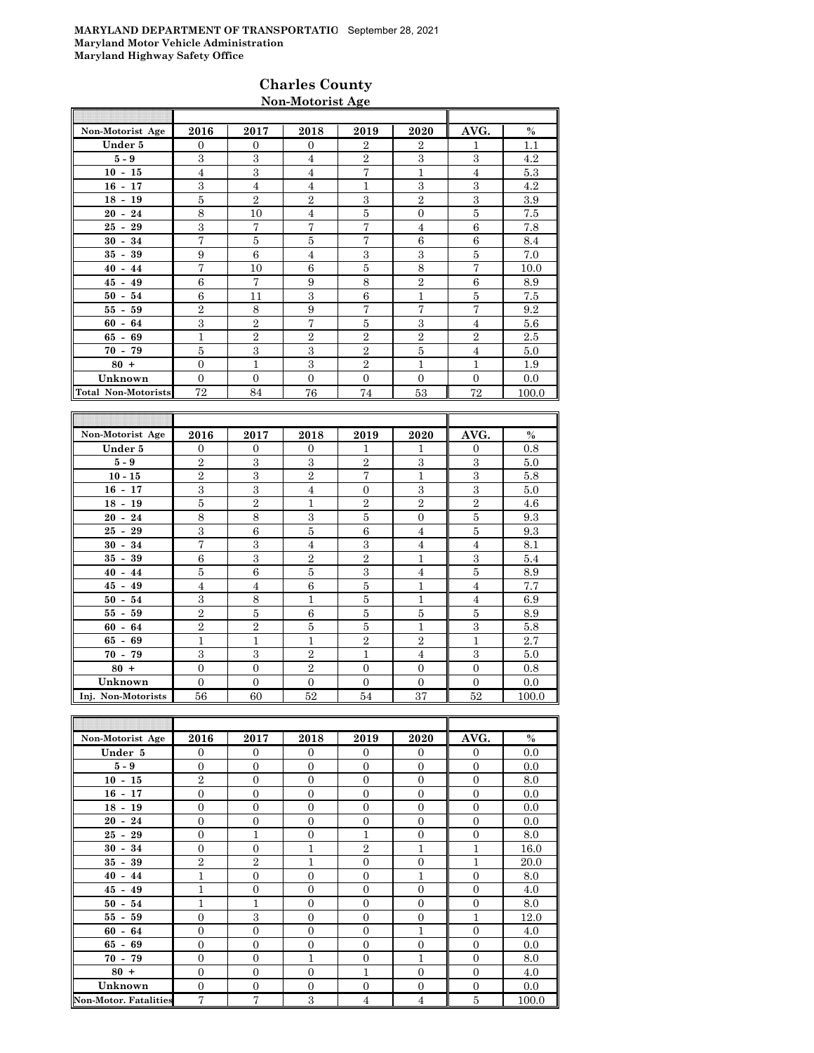**MARYLAND DEPARTMENT OF TRANSPORTATIO** September 28, 2021
**Maryland Motor Vehicle Administration**
**Maryland Highway Safety Office**

## Charles County

### Non-Motorist Age

| Non-Motorist Age | 2016 | 2017 | 2018 | 2019 | 2020 | AVG. | % |
|---|---|---|---|---|---|---|---|
| Under 5 | 0 | 0 | 0 | 2 | 2 | 1 | 1.1 |
| 5 - 9 | 3 | 3 | 4 | 2 | 3 | 3 | 4.2 |
| 10 - 15 | 4 | 3 | 4 | 7 | 1 | 4 | 5.3 |
| 16 - 17 | 3 | 4 | 4 | 1 | 3 | 3 | 4.2 |
| 18 - 19 | 5 | 2 | 2 | 3 | 2 | 3 | 3.9 |
| 20 - 24 | 8 | 10 | 4 | 5 | 0 | 5 | 7.5 |
| 25 - 29 | 3 | 7 | 7 | 7 | 4 | 6 | 7.8 |
| 30 - 34 | 7 | 5 | 5 | 7 | 6 | 6 | 8.4 |
| 35 - 39 | 9 | 6 | 4 | 3 | 3 | 5 | 7.0 |
| 40 - 44 | 7 | 10 | 6 | 5 | 8 | 7 | 10.0 |
| 45 - 49 | 6 | 7 | 9 | 8 | 2 | 6 | 8.9 |
| 50 - 54 | 6 | 11 | 3 | 6 | 1 | 5 | 7.5 |
| 55 - 59 | 2 | 8 | 9 | 7 | 7 | 7 | 9.2 |
| 60 - 64 | 3 | 2 | 7 | 5 | 3 | 4 | 5.6 |
| 65 - 69 | 1 | 2 | 2 | 2 | 2 | 2 | 2.5 |
| 70 - 79 | 5 | 3 | 3 | 2 | 5 | 4 | 5.0 |
| 80 + | 0 | 1 | 3 | 2 | 1 | 1 | 1.9 |
| Unknown | 0 | 0 | 0 | 0 | 0 | 0 | 0.0 |
| Total Non-Motorists | 72 | 84 | 76 | 74 | 53 | 72 | 100.0 |

| Non-Motorist Age | 2016 | 2017 | 2018 | 2019 | 2020 | AVG. | % |
|---|---|---|---|---|---|---|---|
| Under 5 | 0 | 0 | 0 | 1 | 1 | 0 | 0.8 |
| 5 - 9 | 2 | 3 | 3 | 2 | 3 | 3 | 5.0 |
| 10 - 15 | 2 | 3 | 2 | 7 | 1 | 3 | 5.8 |
| 16 - 17 | 3 | 3 | 4 | 0 | 3 | 3 | 5.0 |
| 18 - 19 | 5 | 2 | 1 | 2 | 2 | 2 | 4.6 |
| 20 - 24 | 8 | 8 | 3 | 5 | 0 | 5 | 9.3 |
| 25 - 29 | 3 | 6 | 5 | 6 | 4 | 5 | 9.3 |
| 30 - 34 | 7 | 3 | 4 | 3 | 4 | 4 | 8.1 |
| 35 - 39 | 6 | 3 | 2 | 2 | 1 | 3 | 5.4 |
| 40 - 44 | 5 | 6 | 5 | 3 | 4 | 5 | 8.9 |
| 45 - 49 | 4 | 4 | 6 | 5 | 1 | 4 | 7.7 |
| 50 - 54 | 3 | 8 | 1 | 5 | 1 | 4 | 6.9 |
| 55 - 59 | 2 | 5 | 6 | 5 | 5 | 5 | 8.9 |
| 60 - 64 | 2 | 2 | 5 | 5 | 1 | 3 | 5.8 |
| 65 - 69 | 1 | 1 | 1 | 2 | 2 | 1 | 2.7 |
| 70 - 79 | 3 | 3 | 2 | 1 | 4 | 3 | 5.0 |
| 80 + | 0 | 0 | 2 | 0 | 0 | 0 | 0.8 |
| Unknown | 0 | 0 | 0 | 0 | 0 | 0 | 0.0 |
| Inj. Non-Motorists | 56 | 60 | 52 | 54 | 37 | 52 | 100.0 |

| Non-Motorist Age | 2016 | 2017 | 2018 | 2019 | 2020 | AVG. | % |
|---|---|---|---|---|---|---|---|
| Under 5 | 0 | 0 | 0 | 0 | 0 | 0 | 0.0 |
| 5 - 9 | 0 | 0 | 0 | 0 | 0 | 0 | 0.0 |
| 10 - 15 | 2 | 0 | 0 | 0 | 0 | 0 | 8.0 |
| 16 - 17 | 0 | 0 | 0 | 0 | 0 | 0 | 0.0 |
| 18 - 19 | 0 | 0 | 0 | 0 | 0 | 0 | 0.0 |
| 20 - 24 | 0 | 0 | 0 | 0 | 0 | 0 | 0.0 |
| 25 - 29 | 0 | 1 | 0 | 1 | 0 | 0 | 8.0 |
| 30 - 34 | 0 | 0 | 1 | 2 | 1 | 1 | 16.0 |
| 35 - 39 | 2 | 2 | 1 | 0 | 0 | 1 | 20.0 |
| 40 - 44 | 1 | 0 | 0 | 0 | 1 | 0 | 8.0 |
| 45 - 49 | 1 | 0 | 0 | 0 | 0 | 0 | 4.0 |
| 50 - 54 | 1 | 1 | 0 | 0 | 0 | 0 | 8.0 |
| 55 - 59 | 0 | 3 | 0 | 0 | 0 | 1 | 12.0 |
| 60 - 64 | 0 | 0 | 0 | 0 | 1 | 0 | 4.0 |
| 65 - 69 | 0 | 0 | 0 | 0 | 0 | 0 | 0.0 |
| 70 - 79 | 0 | 0 | 1 | 0 | 1 | 0 | 8.0 |
| 80 + | 0 | 0 | 0 | 1 | 0 | 0 | 4.0 |
| Unknown | 0 | 0 | 0 | 0 | 0 | 0 | 0.0 |
| Non-Motor. Fatalities | 7 | 7 | 3 | 4 | 4 | 5 | 100.0 |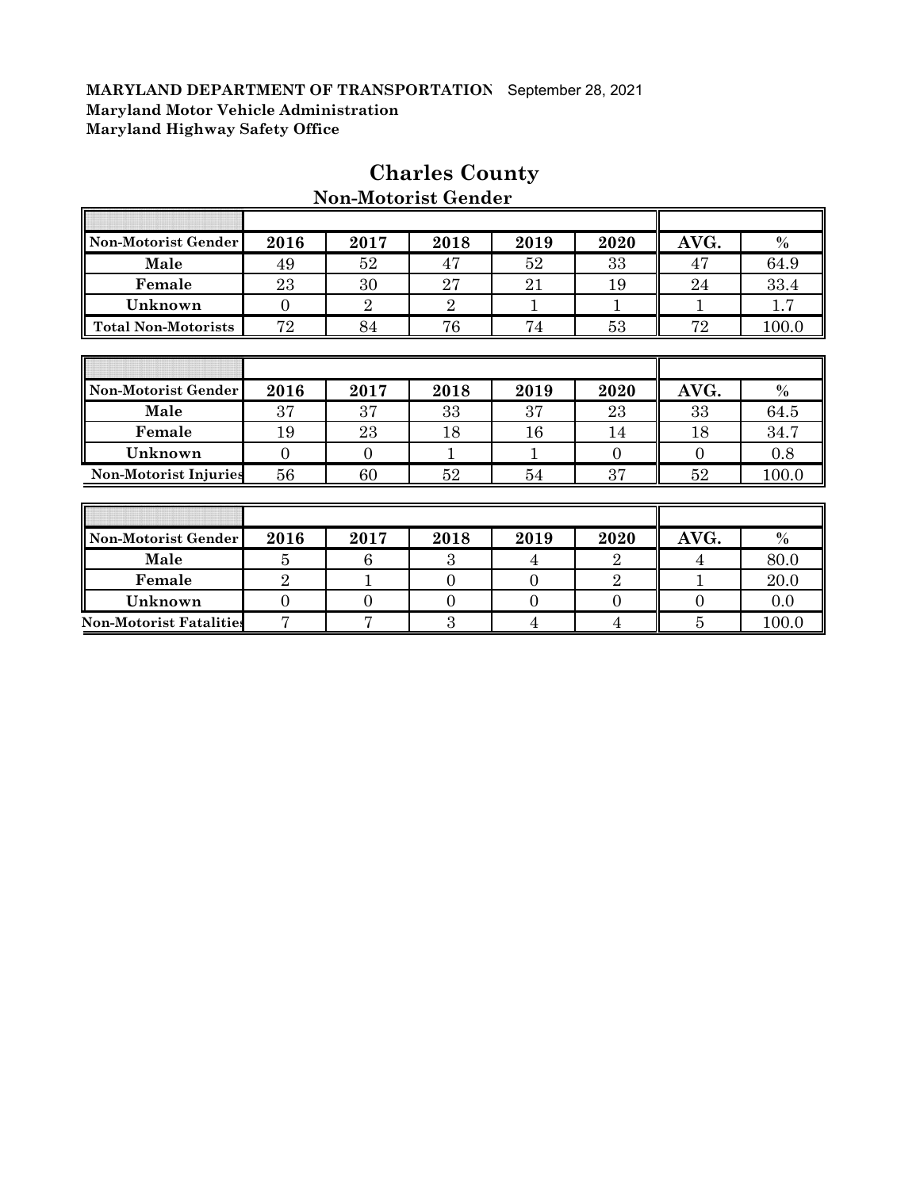**MARYLAND DEPARTMENT OF TRANSPORTATION** September 28, 2021
**Maryland Motor Vehicle Administration**
**Maryland Highway Safety Office**

# Charles County

## Non-Motorist Gender

| Non-Motorist Gender | 2016 | 2017 | 2018 | 2019 | 2020 | AVG. | % |
|---|---|---|---|---|---|---|---|
| **Male** | 49 | 52 | 47 | 52 | 33 | 47 | 64.9 |
| **Female** | 23 | 30 | 27 | 21 | 19 | 24 | 33.4 |
| **Unknown** | 0 | 2 | 2 | 1 | 1 | 1 | 1.7 |
| **Total Non-Motorists** | 72 | 84 | 76 | 74 | 53 | 72 | 100.0 |

| Non-Motorist Gender | 2016 | 2017 | 2018 | 2019 | 2020 | AVG. | % |
|---|---|---|---|---|---|---|---|
| **Male** | 37 | 37 | 33 | 37 | 23 | 33 | 64.5 |
| **Female** | 19 | 23 | 18 | 16 | 14 | 18 | 34.7 |
| **Unknown** | 0 | 0 | 1 | 1 | 0 | 0 | 0.8 |
| **Non-Motorist Injuries** | 56 | 60 | 52 | 54 | 37 | 52 | 100.0 |

| Non-Motorist Gender | 2016 | 2017 | 2018 | 2019 | 2020 | AVG. | % |
|---|---|---|---|---|---|---|---|
| **Male** | 5 | 6 | 3 | 4 | 2 | 4 | 80.0 |
| **Female** | 2 | 1 | 0 | 0 | 2 | 1 | 20.0 |
| **Unknown** | 0 | 0 | 0 | 0 | 0 | 0 | 0.0 |
| **Non-Motorist Fatalities** | 7 | 7 | 3 | 4 | 4 | 5 | 100.0 |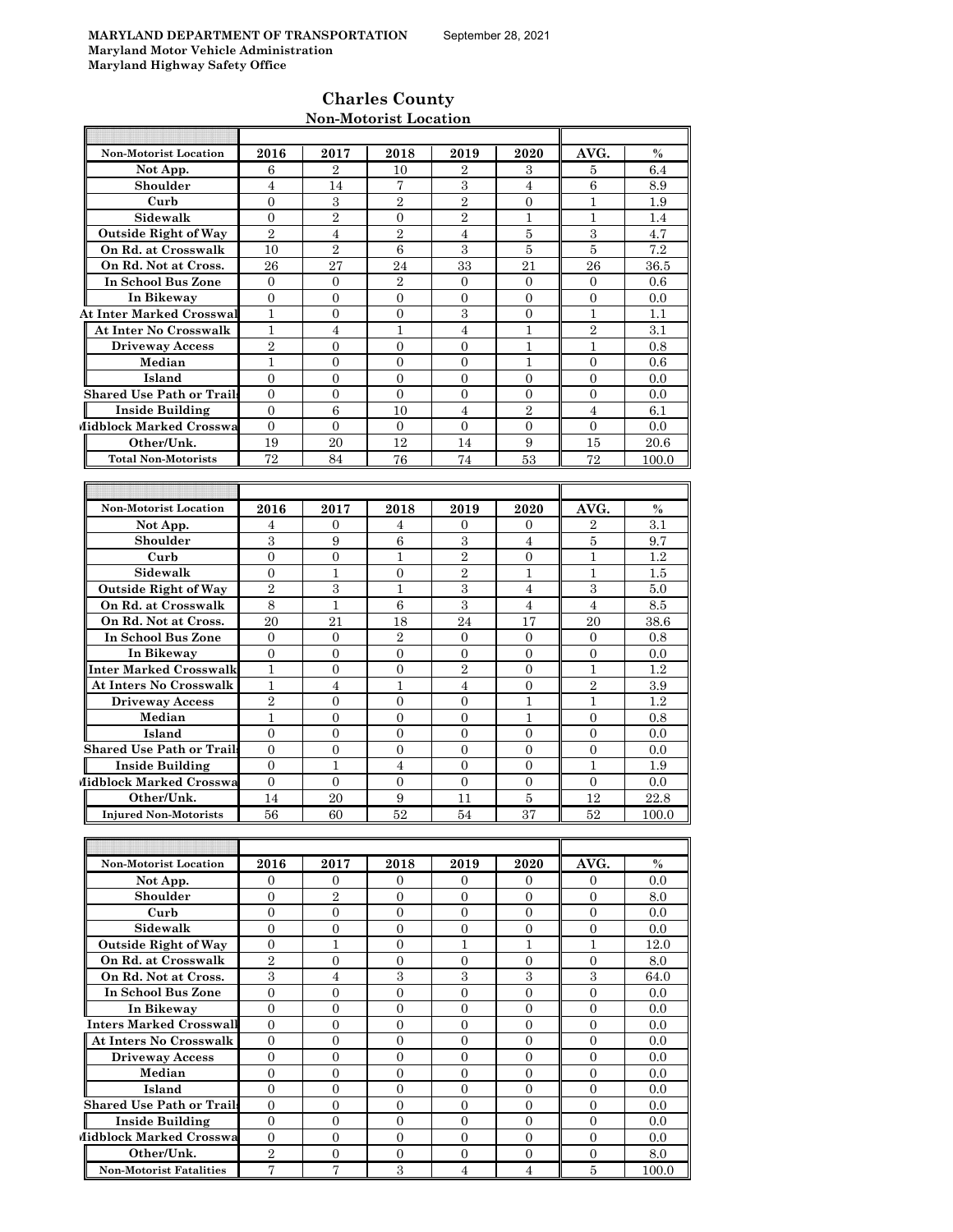**MARYLAND DEPARTMENT OF TRANSPORTATION** September 28, 2021
**Maryland Motor Vehicle Administration**
**Maryland Highway Safety Office**

## Charles County

### Non-Motorist Location

| Non-Motorist Location | 2016 | 2017 | 2018 | 2019 | 2020 | AVG. | % |
|---|---|---|---|---|---|---|---|
| Not App. | 6 | 2 | 10 | 2 | 3 | 5 | 6.4 |
| Shoulder | 4 | 14 | 7 | 3 | 4 | 6 | 8.9 |
| Curb | 0 | 3 | 2 | 2 | 0 | 1 | 1.9 |
| Sidewalk | 0 | 2 | 0 | 2 | 1 | 1 | 1.4 |
| Outside Right of Way | 2 | 4 | 2 | 4 | 5 | 3 | 4.7 |
| On Rd. at Crosswalk | 10 | 2 | 6 | 3 | 5 | 5 | 7.2 |
| On Rd. Not at Cross. | 26 | 27 | 24 | 33 | 21 | 26 | 36.5 |
| In School Bus Zone | 0 | 0 | 2 | 0 | 0 | 0 | 0.6 |
| In Bikeway | 0 | 0 | 0 | 0 | 0 | 0 | 0.0 |
| At Inter Marked Crosswal | 1 | 0 | 0 | 3 | 0 | 1 | 1.1 |
| At Inter No Crosswalk | 1 | 4 | 1 | 4 | 1 | 2 | 3.1 |
| Driveway Access | 2 | 0 | 0 | 0 | 1 | 1 | 0.8 |
| Median | 1 | 0 | 0 | 0 | 1 | 0 | 0.6 |
| Island | 0 | 0 | 0 | 0 | 0 | 0 | 0.0 |
| Shared Use Path or Trail | 0 | 0 | 0 | 0 | 0 | 0 | 0.0 |
| Inside Building | 0 | 6 | 10 | 4 | 2 | 4 | 6.1 |
| Midblock Marked Crosswa | 0 | 0 | 0 | 0 | 0 | 0 | 0.0 |
| Other/Unk. | 19 | 20 | 12 | 14 | 9 | 15 | 20.6 |
| Total Non-Motorists | 72 | 84 | 76 | 74 | 53 | 72 | 100.0 |

| Non-Motorist Location | 2016 | 2017 | 2018 | 2019 | 2020 | AVG. | % |
|---|---|---|---|---|---|---|---|
| Not App. | 4 | 0 | 4 | 0 | 0 | 2 | 3.1 |
| Shoulder | 3 | 9 | 6 | 3 | 4 | 5 | 9.7 |
| Curb | 0 | 0 | 1 | 2 | 0 | 1 | 1.2 |
| Sidewalk | 0 | 1 | 0 | 2 | 1 | 1 | 1.5 |
| Outside Right of Way | 2 | 3 | 1 | 3 | 4 | 3 | 5.0 |
| On Rd. at Crosswalk | 8 | 1 | 6 | 3 | 4 | 4 | 8.5 |
| On Rd. Not at Cross. | 20 | 21 | 18 | 24 | 17 | 20 | 38.6 |
| In School Bus Zone | 0 | 0 | 2 | 0 | 0 | 0 | 0.8 |
| In Bikeway | 0 | 0 | 0 | 0 | 0 | 0 | 0.0 |
| Inter Marked Crosswalk | 1 | 0 | 0 | 2 | 0 | 1 | 1.2 |
| At Inters No Crosswalk | 1 | 4 | 1 | 4 | 0 | 2 | 3.9 |
| Driveway Access | 2 | 0 | 0 | 0 | 1 | 1 | 1.2 |
| Median | 1 | 0 | 0 | 0 | 1 | 0 | 0.8 |
| Island | 0 | 0 | 0 | 0 | 0 | 0 | 0.0 |
| Shared Use Path or Trail | 0 | 0 | 0 | 0 | 0 | 0 | 0.0 |
| Inside Building | 0 | 1 | 4 | 0 | 0 | 1 | 1.9 |
| Midblock Marked Crosswa | 0 | 0 | 0 | 0 | 0 | 0 | 0.0 |
| Other/Unk. | 14 | 20 | 9 | 11 | 5 | 12 | 22.8 |
| Injured Non-Motorists | 56 | 60 | 52 | 54 | 37 | 52 | 100.0 |

| Non-Motorist Location | 2016 | 2017 | 2018 | 2019 | 2020 | AVG. | % |
|---|---|---|---|---|---|---|---|
| Not App. | 0 | 0 | 0 | 0 | 0 | 0 | 0.0 |
| Shoulder | 0 | 2 | 0 | 0 | 0 | 0 | 8.0 |
| Curb | 0 | 0 | 0 | 0 | 0 | 0 | 0.0 |
| Sidewalk | 0 | 0 | 0 | 0 | 0 | 0 | 0.0 |
| Outside Right of Way | 0 | 1 | 0 | 1 | 1 | 1 | 12.0 |
| On Rd. at Crosswalk | 2 | 0 | 0 | 0 | 0 | 0 | 8.0 |
| On Rd. Not at Cross. | 3 | 4 | 3 | 3 | 3 | 3 | 64.0 |
| In School Bus Zone | 0 | 0 | 0 | 0 | 0 | 0 | 0.0 |
| In Bikeway | 0 | 0 | 0 | 0 | 0 | 0 | 0.0 |
| Inters Marked Crosswall | 0 | 0 | 0 | 0 | 0 | 0 | 0.0 |
| At Inters No Crosswalk | 0 | 0 | 0 | 0 | 0 | 0 | 0.0 |
| Driveway Access | 0 | 0 | 0 | 0 | 0 | 0 | 0.0 |
| Median | 0 | 0 | 0 | 0 | 0 | 0 | 0.0 |
| Island | 0 | 0 | 0 | 0 | 0 | 0 | 0.0 |
| Shared Use Path or Trail | 0 | 0 | 0 | 0 | 0 | 0 | 0.0 |
| Inside Building | 0 | 0 | 0 | 0 | 0 | 0 | 0.0 |
| Midblock Marked Crosswa | 0 | 0 | 0 | 0 | 0 | 0 | 0.0 |
| Other/Unk. | 2 | 0 | 0 | 0 | 0 | 0 | 8.0 |
| Non-Motorist Fatalities | 7 | 7 | 3 | 4 | 4 | 5 | 100.0 |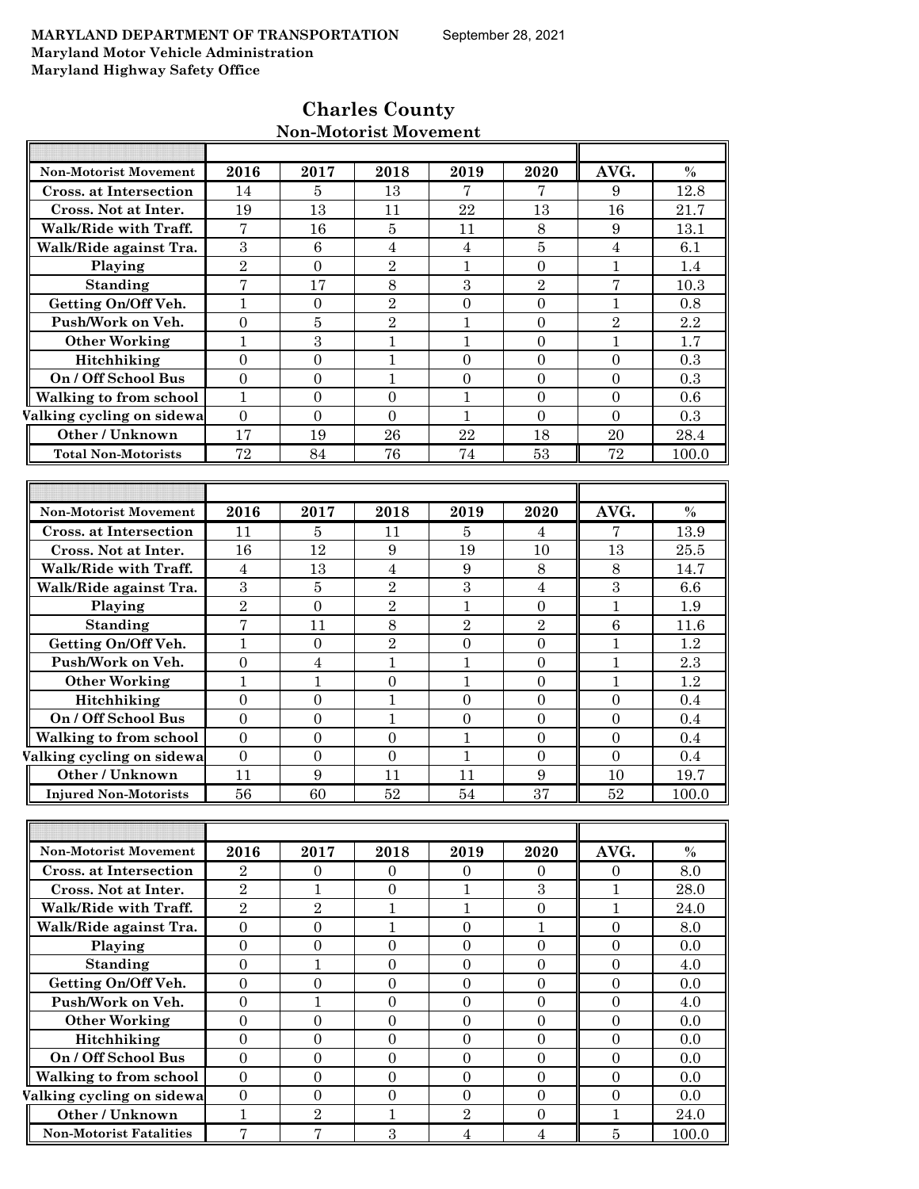**MARYLAND DEPARTMENT OF TRANSPORTATION** September 28, 2021
**Maryland Motor Vehicle Administration**
**Maryland Highway Safety Office**

# Charles County

## Non-Motorist Movement

| Non-Motorist Movement | 2016 | 2017 | 2018 | 2019 | 2020 | AVG. | % |
|---|---|---|---|---|---|---|---|
| Cross. at Intersection | 14 | 5 | 13 | 7 | 7 | 9 | 12.8 |
| Cross. Not at Inter. | 19 | 13 | 11 | 22 | 13 | 16 | 21.7 |
| Walk/Ride with Traff. | 7 | 16 | 5 | 11 | 8 | 9 | 13.1 |
| Walk/Ride against Tra. | 3 | 6 | 4 | 4 | 5 | 4 | 6.1 |
| Playing | 2 | 0 | 2 | 1 | 0 | 1 | 1.4 |
| Standing | 7 | 17 | 8 | 3 | 2 | 7 | 10.3 |
| Getting On/Off Veh. | 1 | 0 | 2 | 0 | 0 | 1 | 0.8 |
| Push/Work on Veh. | 0 | 5 | 2 | 1 | 0 | 2 | 2.2 |
| Other Working | 1 | 3 | 1 | 1 | 0 | 1 | 1.7 |
| Hitchhiking | 0 | 0 | 1 | 0 | 0 | 0 | 0.3 |
| On / Off School Bus | 0 | 0 | 1 | 0 | 0 | 0 | 0.3 |
| Walking to from school | 1 | 0 | 0 | 1 | 0 | 0 | 0.6 |
| Walking cycling on sidewa | 0 | 0 | 0 | 1 | 0 | 0 | 0.3 |
| Other / Unknown | 17 | 19 | 26 | 22 | 18 | 20 | 28.4 |
| Total Non-Motorists | 72 | 84 | 76 | 74 | 53 | 72 | 100.0 |

| Non-Motorist Movement | 2016 | 2017 | 2018 | 2019 | 2020 | AVG. | % |
|---|---|---|---|---|---|---|---|
| Cross. at Intersection | 11 | 5 | 11 | 5 | 4 | 7 | 13.9 |
| Cross. Not at Inter. | 16 | 12 | 9 | 19 | 10 | 13 | 25.5 |
| Walk/Ride with Traff. | 4 | 13 | 4 | 9 | 8 | 8 | 14.7 |
| Walk/Ride against Tra. | 3 | 5 | 2 | 3 | 4 | 3 | 6.6 |
| Playing | 2 | 0 | 2 | 1 | 0 | 1 | 1.9 |
| Standing | 7 | 11 | 8 | 2 | 2 | 6 | 11.6 |
| Getting On/Off Veh. | 1 | 0 | 2 | 0 | 0 | 1 | 1.2 |
| Push/Work on Veh. | 0 | 4 | 1 | 1 | 0 | 1 | 2.3 |
| Other Working | 1 | 1 | 0 | 1 | 0 | 1 | 1.2 |
| Hitchhiking | 0 | 0 | 1 | 0 | 0 | 0 | 0.4 |
| On / Off School Bus | 0 | 0 | 1 | 0 | 0 | 0 | 0.4 |
| Walking to from school | 0 | 0 | 0 | 1 | 0 | 0 | 0.4 |
| Walking cycling on sidewa | 0 | 0 | 0 | 1 | 0 | 0 | 0.4 |
| Other / Unknown | 11 | 9 | 11 | 11 | 9 | 10 | 19.7 |
| Injured Non-Motorists | 56 | 60 | 52 | 54 | 37 | 52 | 100.0 |

| Non-Motorist Movement | 2016 | 2017 | 2018 | 2019 | 2020 | AVG. | % |
|---|---|---|---|---|---|---|---|
| Cross. at Intersection | 2 | 0 | 0 | 0 | 0 | 0 | 8.0 |
| Cross. Not at Inter. | 2 | 1 | 0 | 1 | 3 | 1 | 28.0 |
| Walk/Ride with Traff. | 2 | 2 | 1 | 1 | 0 | 1 | 24.0 |
| Walk/Ride against Tra. | 0 | 0 | 1 | 0 | 1 | 0 | 8.0 |
| Playing | 0 | 0 | 0 | 0 | 0 | 0 | 0.0 |
| Standing | 0 | 1 | 0 | 0 | 0 | 0 | 4.0 |
| Getting On/Off Veh. | 0 | 0 | 0 | 0 | 0 | 0 | 0.0 |
| Push/Work on Veh. | 0 | 1 | 0 | 0 | 0 | 0 | 4.0 |
| Other Working | 0 | 0 | 0 | 0 | 0 | 0 | 0.0 |
| Hitchhiking | 0 | 0 | 0 | 0 | 0 | 0 | 0.0 |
| On / Off School Bus | 0 | 0 | 0 | 0 | 0 | 0 | 0.0 |
| Walking to from school | 0 | 0 | 0 | 0 | 0 | 0 | 0.0 |
| Walking cycling on sidewa | 0 | 0 | 0 | 0 | 0 | 0 | 0.0 |
| Other / Unknown | 1 | 2 | 1 | 2 | 0 | 1 | 24.0 |
| Non-Motorist Fatalities | 7 | 7 | 3 | 4 | 4 | 5 | 100.0 |